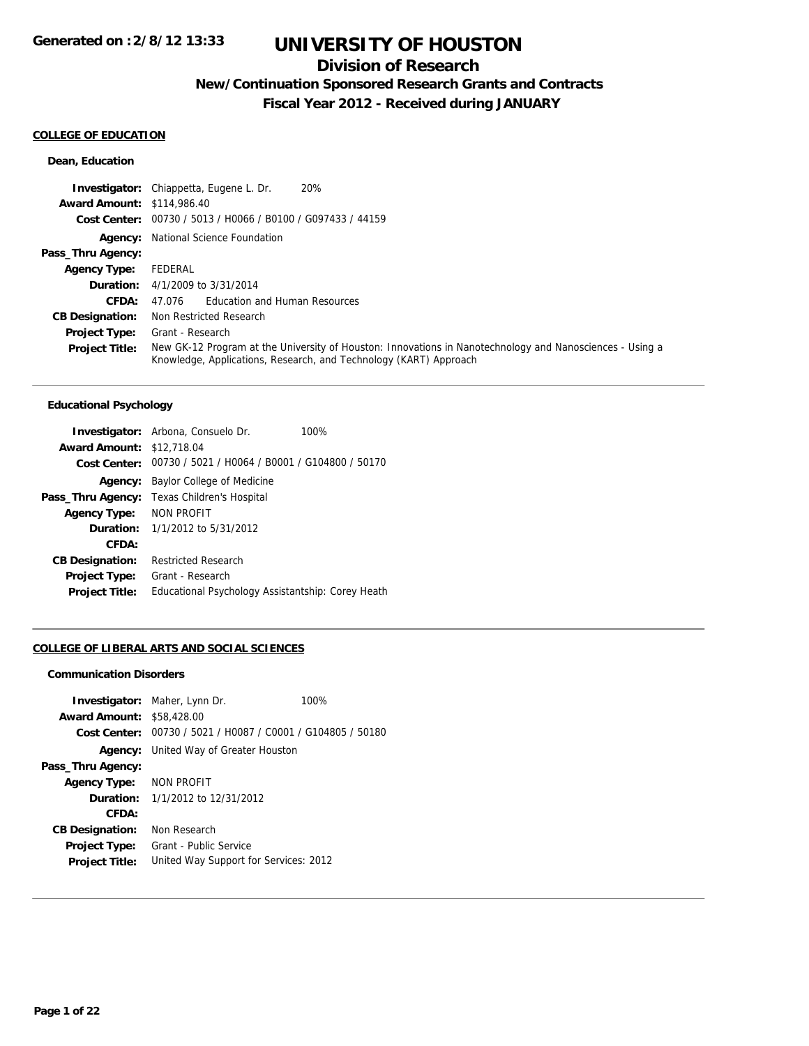**Generated on :2/8/12 13:33**

# UNIVERSITY OF HOUSTON

## Division of Research

### New/Continuation Sponsored Research Grants and Contracts

### Fiscal Year 2012 - Received during JANUARY

#### COLLEGE OF EDUCATION

**Dean, Education**

| | |
|---|---|
| **Investigator:** | Chiappetta, Eugene L. Dr. 20% |
| **Award Amount:** | $114,986.40 |
| **Cost Center:** | 00730 / 5013 / H0066 / B0100 / G097433 / 44159 |
| **Agency:** | National Science Foundation |
| **Pass_Thru Agency:** | |
| **Agency Type:** | FEDERAL |
| **Duration:** | 4/1/2009 to 3/31/2014 |
| **CFDA:** | 47.076 Education and Human Resources |
| **CB Designation:** | Non Restricted Research |
| **Project Type:** | Grant - Research |
| **Project Title:** | New GK-12 Program at the University of Houston: Innovations in Nanotechnology and Nanosciences - Using a Knowledge, Applications, Research, and Technology (KART) Approach |

**Educational Psychology**

| | |
|---|---|
| **Investigator:** | Arbona, Consuelo Dr. 100% |
| **Award Amount:** | $12,718.04 |
| **Cost Center:** | 00730 / 5021 / H0064 / B0001 / G104800 / 50170 |
| **Agency:** | Baylor College of Medicine |
| **Pass_Thru Agency:** | Texas Children's Hospital |
| **Agency Type:** | NON PROFIT |
| **Duration:** | 1/1/2012 to 5/31/2012 |
| **CFDA:** | |
| **CB Designation:** | Restricted Research |
| **Project Type:** | Grant - Research |
| **Project Title:** | Educational Psychology Assistantship: Corey Heath |

#### COLLEGE OF LIBERAL ARTS AND SOCIAL SCIENCES

**Communication Disorders**

| | |
|---|---|
| **Investigator:** | Maher, Lynn Dr. 100% |
| **Award Amount:** | $58,428.00 |
| **Cost Center:** | 00730 / 5021 / H0087 / C0001 / G104805 / 50180 |
| **Agency:** | United Way of Greater Houston |
| **Pass_Thru Agency:** | |
| **Agency Type:** | NON PROFIT |
| **Duration:** | 1/1/2012 to 12/31/2012 |
| **CFDA:** | |
| **CB Designation:** | Non Research |
| **Project Type:** | Grant - Public Service |
| **Project Title:** | United Way Support for Services: 2012 |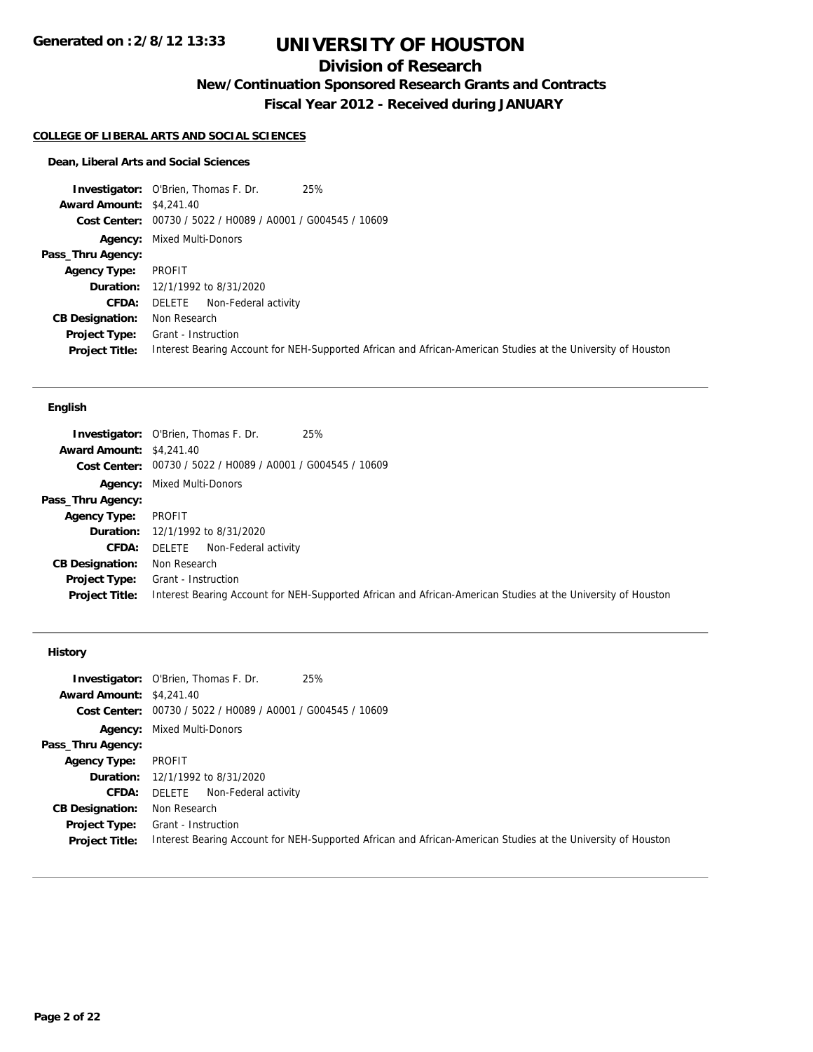# UNIVERSITY OF HOUSTON

## Division of Research

### New/Continuation Sponsored Research Grants and Contracts

### Fiscal Year 2012 - Received during JANUARY

**COLLEGE OF LIBERAL ARTS AND SOCIAL SCIENCES**

**Dean, Liberal Arts and Social Sciences**

**Investigator:** O'Brien, Thomas F. Dr. 25%
**Award Amount:** $4,241.40
**Cost Center:** 00730 / 5022 / H0089 / A0001 / G004545 / 10609
**Agency:** Mixed Multi-Donors
**Pass_Thru Agency:**
**Agency Type:** PROFIT
**Duration:** 12/1/1992 to 8/31/2020
**CFDA:** DELETE Non-Federal activity
**CB Designation:** Non Research
**Project Type:** Grant - Instruction
**Project Title:** Interest Bearing Account for NEH-Supported African and African-American Studies at the University of Houston

---

**English**

**Investigator:** O'Brien, Thomas F. Dr. 25%
**Award Amount:** $4,241.40
**Cost Center:** 00730 / 5022 / H0089 / A0001 / G004545 / 10609
**Agency:** Mixed Multi-Donors
**Pass_Thru Agency:**
**Agency Type:** PROFIT
**Duration:** 12/1/1992 to 8/31/2020
**CFDA:** DELETE Non-Federal activity
**CB Designation:** Non Research
**Project Type:** Grant - Instruction
**Project Title:** Interest Bearing Account for NEH-Supported African and African-American Studies at the University of Houston

---

**History**

**Investigator:** O'Brien, Thomas F. Dr. 25%
**Award Amount:** $4,241.40
**Cost Center:** 00730 / 5022 / H0089 / A0001 / G004545 / 10609
**Agency:** Mixed Multi-Donors
**Pass_Thru Agency:**
**Agency Type:** PROFIT
**Duration:** 12/1/1992 to 8/31/2020
**CFDA:** DELETE Non-Federal activity
**CB Designation:** Non Research
**Project Type:** Grant - Instruction
**Project Title:** Interest Bearing Account for NEH-Supported African and African-American Studies at the University of Houston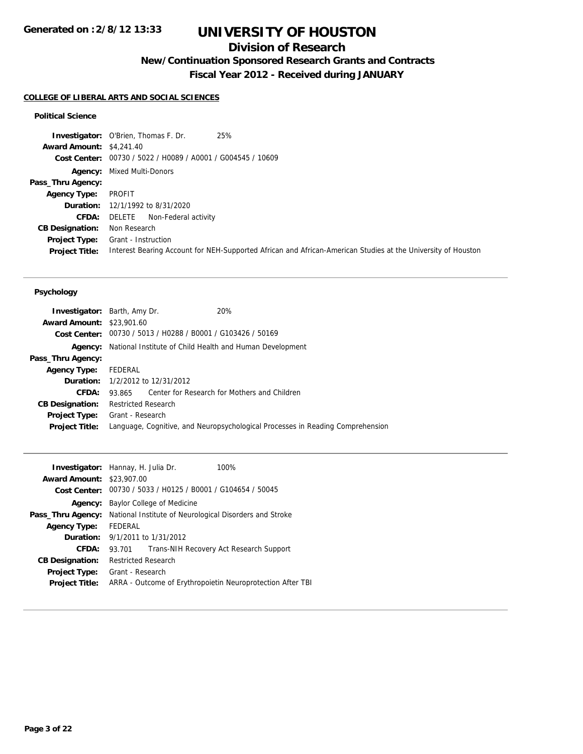# UNIVERSITY OF HOUSTON

## Division of Research

### New/Continuation Sponsored Research Grants and Contracts

### Fiscal Year 2012 - Received during JANUARY

**COLLEGE OF LIBERAL ARTS AND SOCIAL SCIENCES**

#### Political Science

**Investigator:** O'Brien, Thomas F. Dr. 25%
**Award Amount:** $4,241.40
**Cost Center:** 00730 / 5022 / H0089 / A0001 / G004545 / 10609
**Agency:** Mixed Multi-Donors
**Pass_Thru Agency:**
**Agency Type:** PROFIT
**Duration:** 12/1/1992 to 8/31/2020
**CFDA:** DELETE Non-Federal activity
**CB Designation:** Non Research
**Project Type:** Grant - Instruction
**Project Title:** Interest Bearing Account for NEH-Supported African and African-American Studies at the University of Houston

---

#### Psychology

**Investigator:** Barth, Amy Dr. 20%
**Award Amount:** $23,901.60
**Cost Center:** 00730 / 5013 / H0288 / B0001 / G103426 / 50169
**Agency:** National Institute of Child Health and Human Development
**Pass_Thru Agency:**
**Agency Type:** FEDERAL
**Duration:** 1/2/2012 to 12/31/2012
**CFDA:** 93.865 Center for Research for Mothers and Children
**CB Designation:** Restricted Research
**Project Type:** Grant - Research
**Project Title:** Language, Cognitive, and Neuropsychological Processes in Reading Comprehension

---

**Investigator:** Hannay, H. Julia Dr. 100%
**Award Amount:** $23,907.00
**Cost Center:** 00730 / 5033 / H0125 / B0001 / G104654 / 50045
**Agency:** Baylor College of Medicine
**Pass_Thru Agency:** National Institute of Neurological Disorders and Stroke
**Agency Type:** FEDERAL
**Duration:** 9/1/2011 to 1/31/2012
**CFDA:** 93.701 Trans-NIH Recovery Act Research Support
**CB Designation:** Restricted Research
**Project Type:** Grant - Research
**Project Title:** ARRA - Outcome of Erythropoietin Neuroprotection After TBI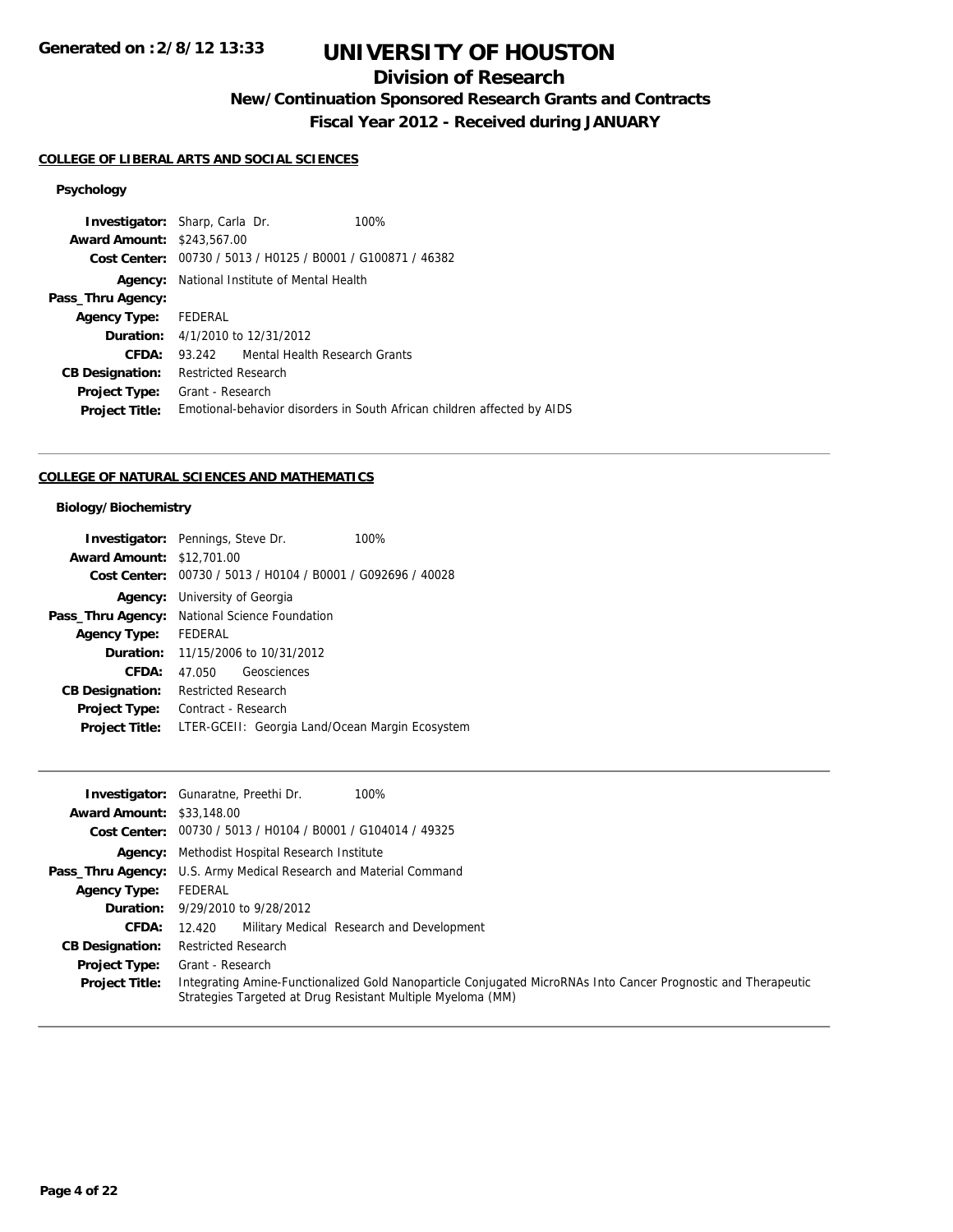# UNIVERSITY OF HOUSTON

## Division of Research

### New/Continuation Sponsored Research Grants and Contracts

### Fiscal Year 2012 - Received during JANUARY

**Generated on :2/8/12 13:33**

#### COLLEGE OF LIBERAL ARTS AND SOCIAL SCIENCES

**Psychology**

| | |
|---|---|
| **Investigator:** | Sharp, Carla Dr. 100% |
| **Award Amount:** | $243,567.00 |
| **Cost Center:** | 00730 / 5013 / H0125 / B0001 / G100871 / 46382 |
| **Agency:** | National Institute of Mental Health |
| **Pass_Thru Agency:** | |
| **Agency Type:** | FEDERAL |
| **Duration:** | 4/1/2010 to 12/31/2012 |
| **CFDA:** | 93.242 Mental Health Research Grants |
| **CB Designation:** | Restricted Research |
| **Project Type:** | Grant - Research |
| **Project Title:** | Emotional-behavior disorders in South African children affected by AIDS |

#### COLLEGE OF NATURAL SCIENCES AND MATHEMATICS

**Biology/Biochemistry**

| | |
|---|---|
| **Investigator:** | Pennings, Steve Dr. 100% |
| **Award Amount:** | $12,701.00 |
| **Cost Center:** | 00730 / 5013 / H0104 / B0001 / G092696 / 40028 |
| **Agency:** | University of Georgia |
| **Pass_Thru Agency:** | National Science Foundation |
| **Agency Type:** | FEDERAL |
| **Duration:** | 11/15/2006 to 10/31/2012 |
| **CFDA:** | 47.050 Geosciences |
| **CB Designation:** | Restricted Research |
| **Project Type:** | Contract - Research |
| **Project Title:** | LTER-GCEII: Georgia Land/Ocean Margin Ecosystem |

| | |
|---|---|
| **Investigator:** | Gunaratne, Preethi Dr. 100% |
| **Award Amount:** | $33,148.00 |
| **Cost Center:** | 00730 / 5013 / H0104 / B0001 / G104014 / 49325 |
| **Agency:** | Methodist Hospital Research Institute |
| **Pass_Thru Agency:** | U.S. Army Medical Research and Material Command |
| **Agency Type:** | FEDERAL |
| **Duration:** | 9/29/2010 to 9/28/2012 |
| **CFDA:** | 12.420 Military Medical Research and Development |
| **CB Designation:** | Restricted Research |
| **Project Type:** | Grant - Research |
| **Project Title:** | Integrating Amine-Functionalized Gold Nanoparticle Conjugated MicroRNAs Into Cancer Prognostic and Therapeutic Strategies Targeted at Drug Resistant Multiple Myeloma (MM) |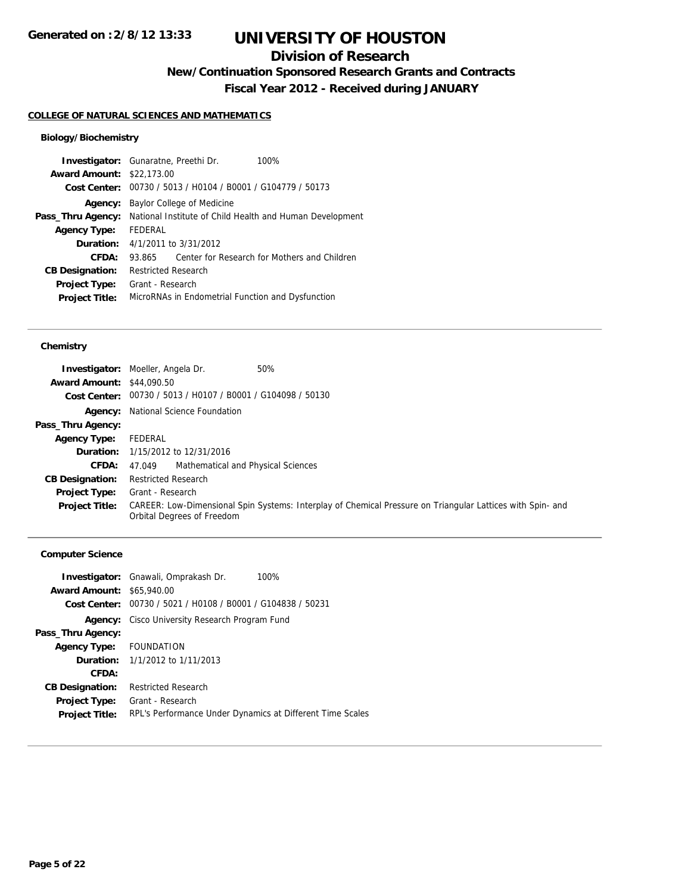# UNIVERSITY OF HOUSTON

## Division of Research

### New/Continuation Sponsored Research Grants and Contracts

### Fiscal Year 2012 - Received during JANUARY

Generated on :2/8/12 13:33

**COLLEGE OF NATURAL SCIENCES AND MATHEMATICS**

#### Biology/Biochemistry

**Investigator:** Gunaratne, Preethi Dr. 100%
**Award Amount:** $22,173.00
**Cost Center:** 00730 / 5013 / H0104 / B0001 / G104779 / 50173
**Agency:** Baylor College of Medicine
**Pass_Thru Agency:** National Institute of Child Health and Human Development
**Agency Type:** FEDERAL
**Duration:** 4/1/2011 to 3/31/2012
**CFDA:** 93.865 Center for Research for Mothers and Children
**CB Designation:** Restricted Research
**Project Type:** Grant - Research
**Project Title:** MicroRNAs in Endometrial Function and Dysfunction

---

#### Chemistry

**Investigator:** Moeller, Angela Dr. 50%
**Award Amount:** $44,090.50
**Cost Center:** 00730 / 5013 / H0107 / B0001 / G104098 / 50130
**Agency:** National Science Foundation
**Pass_Thru Agency:**
**Agency Type:** FEDERAL
**Duration:** 1/15/2012 to 12/31/2016
**CFDA:** 47.049 Mathematical and Physical Sciences
**CB Designation:** Restricted Research
**Project Type:** Grant - Research
**Project Title:** CAREER: Low-Dimensional Spin Systems: Interplay of Chemical Pressure on Triangular Lattices with Spin- and Orbital Degrees of Freedom

---

#### Computer Science

**Investigator:** Gnawali, Omprakash Dr. 100%
**Award Amount:** $65,940.00
**Cost Center:** 00730 / 5021 / H0108 / B0001 / G104838 / 50231
**Agency:** Cisco University Research Program Fund
**Pass_Thru Agency:**
**Agency Type:** FOUNDATION
**Duration:** 1/1/2012 to 1/11/2013
**CFDA:**
**CB Designation:** Restricted Research
**Project Type:** Grant - Research
**Project Title:** RPL's Performance Under Dynamics at Different Time Scales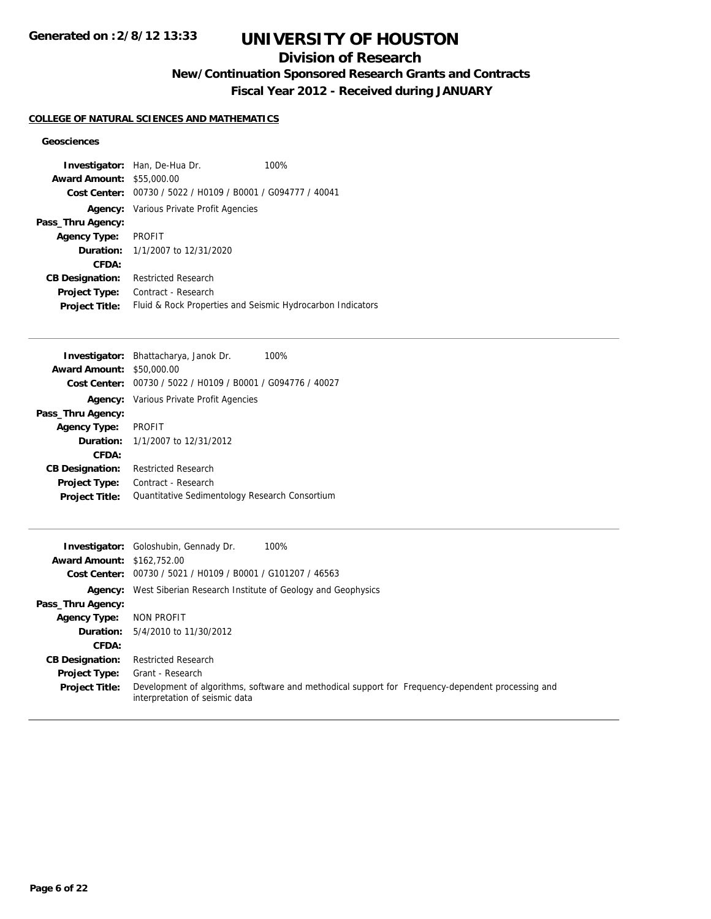**Generated on :2/8/12 13:33**

# UNIVERSITY OF HOUSTON

## Division of Research

### New/Continuation Sponsored Research Grants and Contracts

### Fiscal Year 2012 - Received during JANUARY

**COLLEGE OF NATURAL SCIENCES AND MATHEMATICS**

**Geosciences**

| | |
|---|---|
| **Investigator:** | Han, De-Hua Dr. 100% |
| **Award Amount:** | $55,000.00 |
| **Cost Center:** | 00730 / 5022 / H0109 / B0001 / G094777 / 40041 |
| **Agency:** | Various Private Profit Agencies |
| **Pass_Thru Agency:** | |
| **Agency Type:** | PROFIT |
| **Duration:** | 1/1/2007 to 12/31/2020 |
| **CFDA:** | |
| **CB Designation:** | Restricted Research |
| **Project Type:** | Contract - Research |
| **Project Title:** | Fluid & Rock Properties and Seismic Hydrocarbon Indicators |

---

| | |
|---|---|
| **Investigator:** | Bhattacharya, Janok Dr. 100% |
| **Award Amount:** | $50,000.00 |
| **Cost Center:** | 00730 / 5022 / H0109 / B0001 / G094776 / 40027 |
| **Agency:** | Various Private Profit Agencies |
| **Pass_Thru Agency:** | |
| **Agency Type:** | PROFIT |
| **Duration:** | 1/1/2007 to 12/31/2012 |
| **CFDA:** | |
| **CB Designation:** | Restricted Research |
| **Project Type:** | Contract - Research |
| **Project Title:** | Quantitative Sedimentology Research Consortium |

---

| | |
|---|---|
| **Investigator:** | Goloshubin, Gennady Dr. 100% |
| **Award Amount:** | $162,752.00 |
| **Cost Center:** | 00730 / 5021 / H0109 / B0001 / G101207 / 46563 |
| **Agency:** | West Siberian Research Institute of Geology and Geophysics |
| **Pass_Thru Agency:** | |
| **Agency Type:** | NON PROFIT |
| **Duration:** | 5/4/2010 to 11/30/2012 |
| **CFDA:** | |
| **CB Designation:** | Restricted Research |
| **Project Type:** | Grant - Research |
| **Project Title:** | Development of algorithms, software and methodical support for Frequency-dependent processing and interpretation of seismic data |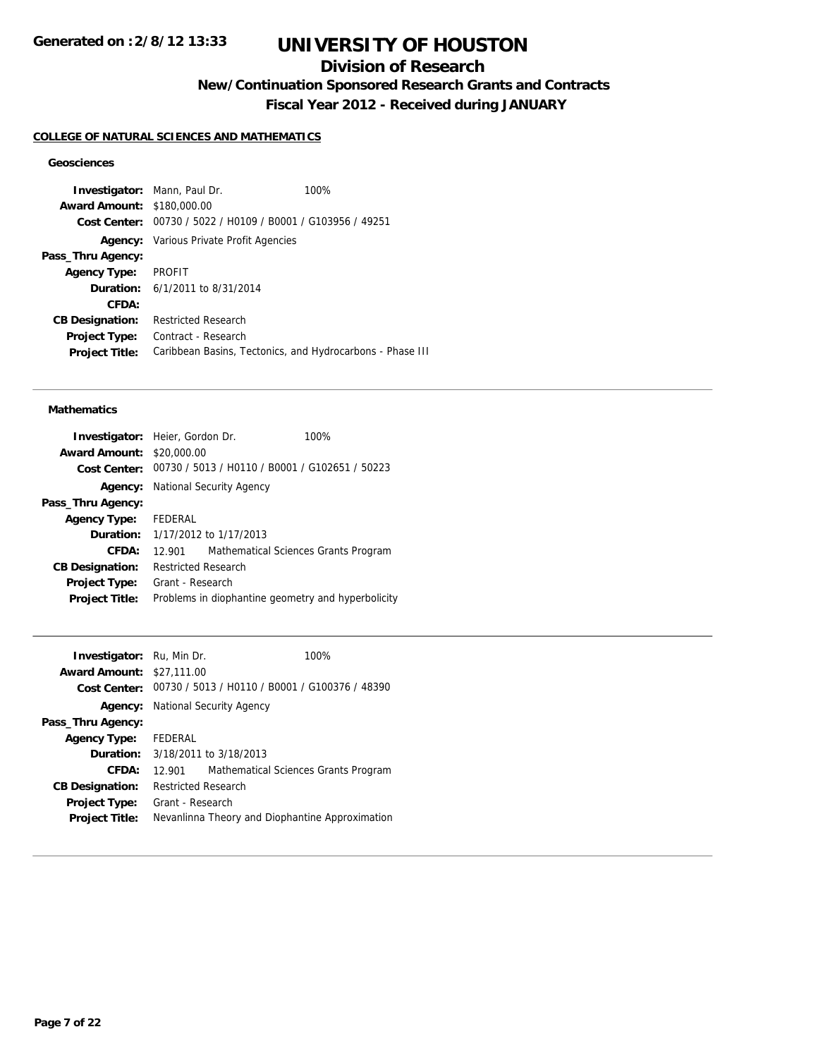# UNIVERSITY OF HOUSTON

## Division of Research

### New/Continuation Sponsored Research Grants and Contracts

### Fiscal Year 2012 - Received during JANUARY

Generated on :2/8/12 13:33

**COLLEGE OF NATURAL SCIENCES AND MATHEMATICS**

#### Geosciences

| | | |
|---|---|---|
| **Investigator:** | Mann, Paul Dr. | 100% |
| **Award Amount:** | $180,000.00 | |
| **Cost Center:** | 00730 / 5022 / H0109 / B0001 / G103956 / 49251 | |
| **Agency:** | Various Private Profit Agencies | |
| **Pass_Thru Agency:** | | |
| **Agency Type:** | PROFIT | |
| **Duration:** | 6/1/2011 to 8/31/2014 | |
| **CFDA:** | | |
| **CB Designation:** | Restricted Research | |
| **Project Type:** | Contract - Research | |
| **Project Title:** | Caribbean Basins, Tectonics, and Hydrocarbons - Phase III | |

---

#### Mathematics

| | | |
|---|---|---|
| **Investigator:** | Heier, Gordon Dr. | 100% |
| **Award Amount:** | $20,000.00 | |
| **Cost Center:** | 00730 / 5013 / H0110 / B0001 / G102651 / 50223 | |
| **Agency:** | National Security Agency | |
| **Pass_Thru Agency:** | | |
| **Agency Type:** | FEDERAL | |
| **Duration:** | 1/17/2012 to 1/17/2013 | |
| **CFDA:** | 12.901 Mathematical Sciences Grants Program | |
| **CB Designation:** | Restricted Research | |
| **Project Type:** | Grant - Research | |
| **Project Title:** | Problems in diophantine geometry and hyperbolicity | |

---

| | | |
|---|---|---|
| **Investigator:** | Ru, Min Dr. | 100% |
| **Award Amount:** | $27,111.00 | |
| **Cost Center:** | 00730 / 5013 / H0110 / B0001 / G100376 / 48390 | |
| **Agency:** | National Security Agency | |
| **Pass_Thru Agency:** | | |
| **Agency Type:** | FEDERAL | |
| **Duration:** | 3/18/2011 to 3/18/2013 | |
| **CFDA:** | 12.901 Mathematical Sciences Grants Program | |
| **CB Designation:** | Restricted Research | |
| **Project Type:** | Grant - Research | |
| **Project Title:** | Nevanlinna Theory and Diophantine Approximation | |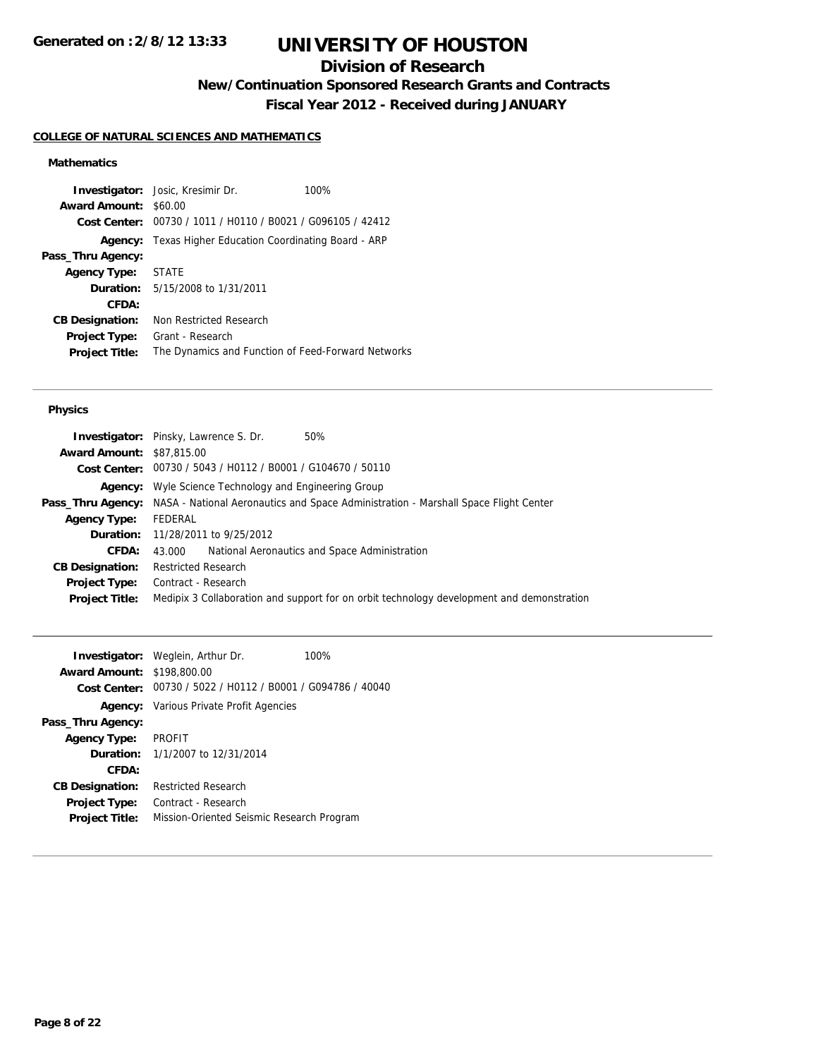# UNIVERSITY OF HOUSTON

## Division of Research

### New/Continuation Sponsored Research Grants and Contracts

### Fiscal Year 2012 - Received during JANUARY

**COLLEGE OF NATURAL SCIENCES AND MATHEMATICS**

#### Mathematics

**Investigator:** Josic, Kresimir Dr. 100%
**Award Amount:** $60.00
**Cost Center:** 00730 / 1011 / H0110 / B0021 / G096105 / 42412
**Agency:** Texas Higher Education Coordinating Board - ARP
**Pass_Thru Agency:**
**Agency Type:** STATE
**Duration:** 5/15/2008 to 1/31/2011
**CFDA:**
**CB Designation:** Non Restricted Research
**Project Type:** Grant - Research
**Project Title:** The Dynamics and Function of Feed-Forward Networks

---

#### Physics

**Investigator:** Pinsky, Lawrence S. Dr. 50%
**Award Amount:** $87,815.00
**Cost Center:** 00730 / 5043 / H0112 / B0001 / G104670 / 50110
**Agency:** Wyle Science Technology and Engineering Group
**Pass_Thru Agency:** NASA - National Aeronautics and Space Administration - Marshall Space Flight Center
**Agency Type:** FEDERAL
**Duration:** 11/28/2011 to 9/25/2012
**CFDA:** 43.000 National Aeronautics and Space Administration
**CB Designation:** Restricted Research
**Project Type:** Contract - Research
**Project Title:** Medipix 3 Collaboration and support for on orbit technology development and demonstration

---

**Investigator:** Weglein, Arthur Dr. 100%
**Award Amount:** $198,800.00
**Cost Center:** 00730 / 5022 / H0112 / B0001 / G094786 / 40040
**Agency:** Various Private Profit Agencies
**Pass_Thru Agency:**
**Agency Type:** PROFIT
**Duration:** 1/1/2007 to 12/31/2014
**CFDA:**
**CB Designation:** Restricted Research
**Project Type:** Contract - Research
**Project Title:** Mission-Oriented Seismic Research Program

---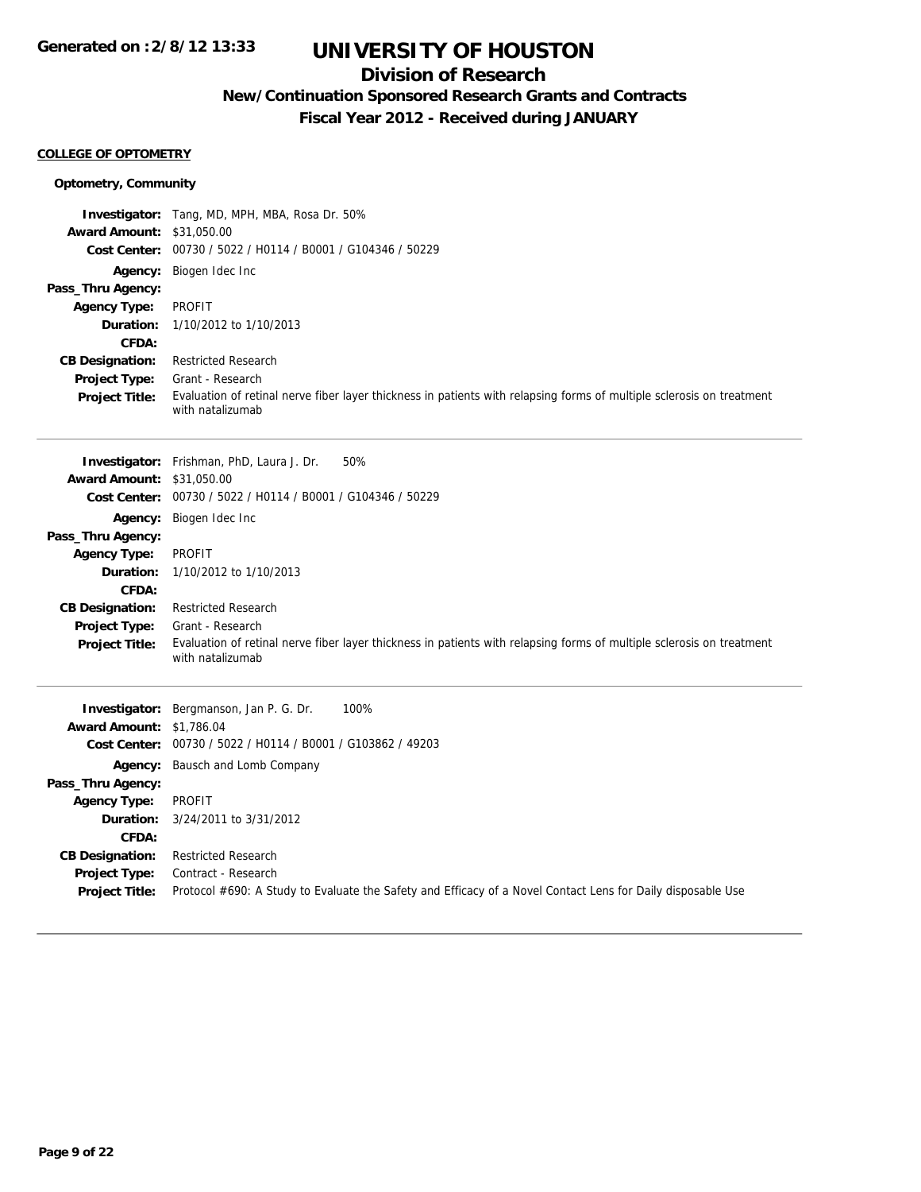**Generated on :2/8/12 13:33**

# UNIVERSITY OF HOUSTON

## Division of Research

### New/Continuation Sponsored Research Grants and Contracts

### Fiscal Year 2012 - Received during JANUARY

**COLLEGE OF OPTOMETRY**

**Optometry, Community**

**Investigator:** Tang, MD, MPH, MBA, Rosa Dr. 50%
**Award Amount:** $31,050.00
**Cost Center:** 00730 / 5022 / H0114 / B0001 / G104346 / 50229
**Agency:** Biogen Idec Inc
**Pass_Thru Agency:**
**Agency Type:** PROFIT
**Duration:** 1/10/2012 to 1/10/2013
**CFDA:**
**CB Designation:** Restricted Research
**Project Type:** Grant - Research
**Project Title:** Evaluation of retinal nerve fiber layer thickness in patients with relapsing forms of multiple sclerosis on treatment with natalizumab

---

**Investigator:** Frishman, PhD, Laura J. Dr. 50%
**Award Amount:** $31,050.00
**Cost Center:** 00730 / 5022 / H0114 / B0001 / G104346 / 50229
**Agency:** Biogen Idec Inc
**Pass_Thru Agency:**
**Agency Type:** PROFIT
**Duration:** 1/10/2012 to 1/10/2013
**CFDA:**
**CB Designation:** Restricted Research
**Project Type:** Grant - Research
**Project Title:** Evaluation of retinal nerve fiber layer thickness in patients with relapsing forms of multiple sclerosis on treatment with natalizumab

---

**Investigator:** Bergmanson, Jan P. G. Dr. 100%
**Award Amount:** $1,786.04
**Cost Center:** 00730 / 5022 / H0114 / B0001 / G103862 / 49203
**Agency:** Bausch and Lomb Company
**Pass_Thru Agency:**
**Agency Type:** PROFIT
**Duration:** 3/24/2011 to 3/31/2012
**CFDA:**
**CB Designation:** Restricted Research
**Project Type:** Contract - Research
**Project Title:** Protocol #690: A Study to Evaluate the Safety and Efficacy of a Novel Contact Lens for Daily disposable Use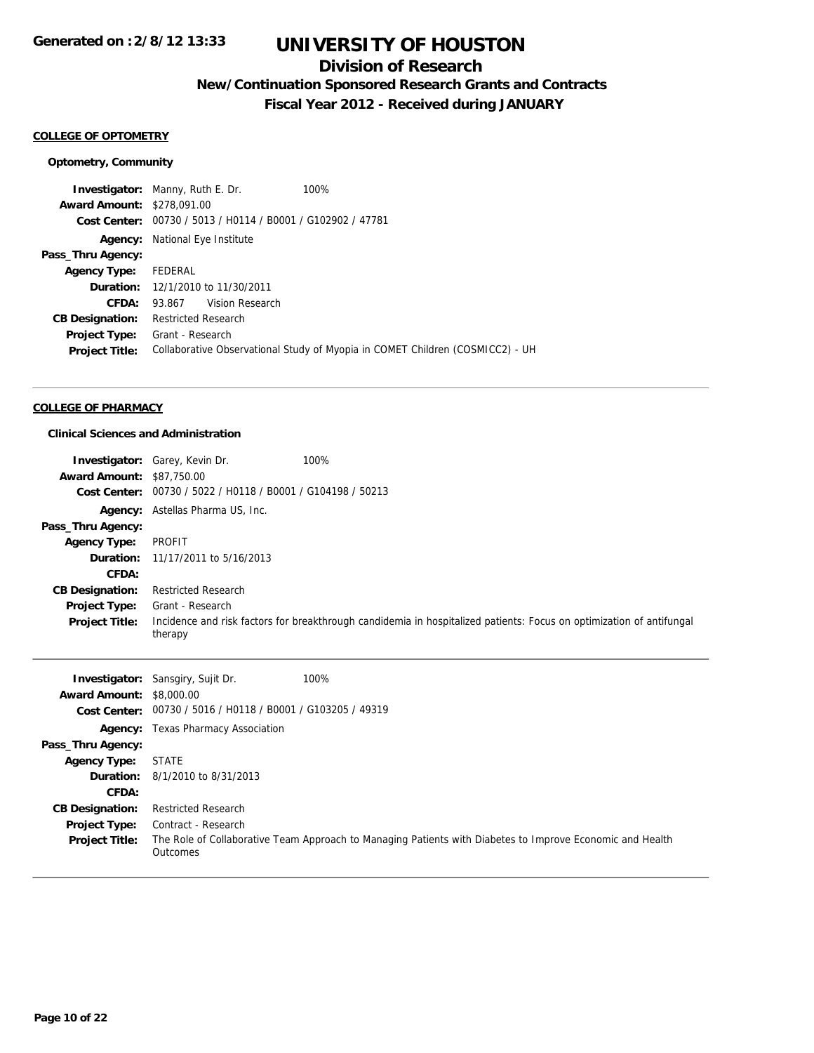# UNIVERSITY OF HOUSTON

## Division of Research

### New/Continuation Sponsored Research Grants and Contracts

### Fiscal Year 2012 - Received during JANUARY

Generated on :2/8/12 13:33

**COLLEGE OF OPTOMETRY**

**Optometry, Community**

| | | |
|---|---|---|
| **Investigator:** | Manny, Ruth E. Dr. | 100% |
| **Award Amount:** | $278,091.00 | |
| **Cost Center:** | 00730 / 5013 / H0114 / B0001 / G102902 / 47781 | |
| **Agency:** | National Eye Institute | |
| **Pass_Thru Agency:** | | |
| **Agency Type:** | FEDERAL | |
| **Duration:** | 12/1/2010 to 11/30/2011 | |
| **CFDA:** | 93.867 Vision Research | |
| **CB Designation:** | Restricted Research | |
| **Project Type:** | Grant - Research | |
| **Project Title:** | Collaborative Observational Study of Myopia in COMET Children (COSMICC2) - UH | |

---

**COLLEGE OF PHARMACY**

**Clinical Sciences and Administration**

| | | |
|---|---|---|
| **Investigator:** | Garey, Kevin Dr. | 100% |
| **Award Amount:** | $87,750.00 | |
| **Cost Center:** | 00730 / 5022 / H0118 / B0001 / G104198 / 50213 | |
| **Agency:** | Astellas Pharma US, Inc. | |
| **Pass_Thru Agency:** | | |
| **Agency Type:** | PROFIT | |
| **Duration:** | 11/17/2011 to 5/16/2013 | |
| **CFDA:** | | |
| **CB Designation:** | Restricted Research | |
| **Project Type:** | Grant - Research | |
| **Project Title:** | Incidence and risk factors for breakthrough candidemia in hospitalized patients: Focus on optimization of antifungal therapy | |

---

| | | |
|---|---|---|
| **Investigator:** | Sansgiry, Sujit Dr. | 100% |
| **Award Amount:** | $8,000.00 | |
| **Cost Center:** | 00730 / 5016 / H0118 / B0001 / G103205 / 49319 | |
| **Agency:** | Texas Pharmacy Association | |
| **Pass_Thru Agency:** | | |
| **Agency Type:** | STATE | |
| **Duration:** | 8/1/2010 to 8/31/2013 | |
| **CFDA:** | | |
| **CB Designation:** | Restricted Research | |
| **Project Type:** | Contract - Research | |
| **Project Title:** | The Role of Collaborative Team Approach to Managing Patients with Diabetes to Improve Economic and Health Outcomes | |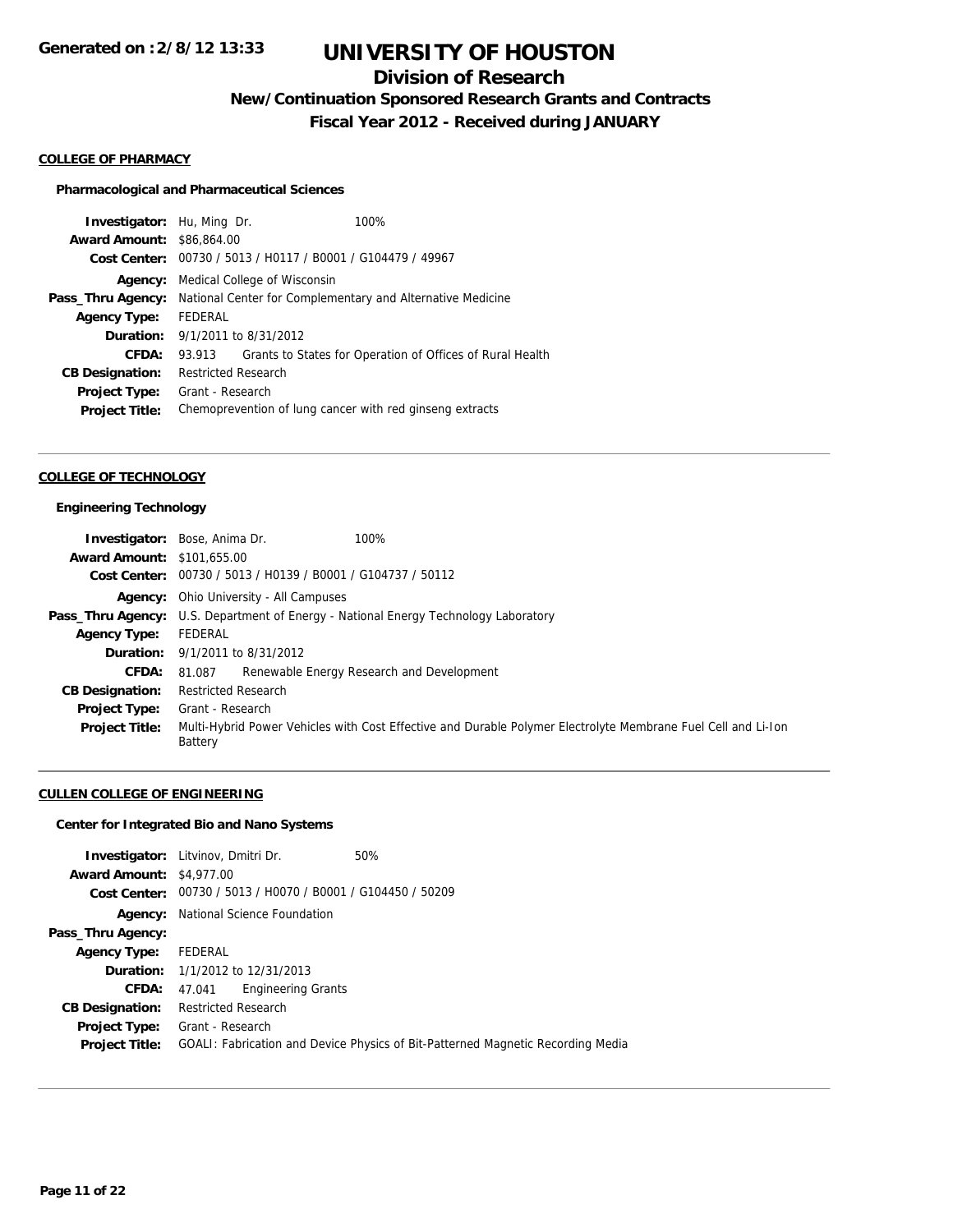# UNIVERSITY OF HOUSTON

## Division of Research

### New/Continuation Sponsored Research Grants and Contracts

### Fiscal Year 2012 - Received during JANUARY

Generated on :2/8/12 13:33

**COLLEGE OF PHARMACY**

**Pharmacological and Pharmaceutical Sciences**

| | |
|---|---|
| **Investigator:** | Hu, Ming Dr. 100% |
| **Award Amount:** | $86,864.00 |
| **Cost Center:** | 00730 / 5013 / H0117 / B0001 / G104479 / 49967 |
| **Agency:** | Medical College of Wisconsin |
| **Pass_Thru Agency:** | National Center for Complementary and Alternative Medicine |
| **Agency Type:** | FEDERAL |
| **Duration:** | 9/1/2011 to 8/31/2012 |
| **CFDA:** | 93.913 Grants to States for Operation of Offices of Rural Health |
| **CB Designation:** | Restricted Research |
| **Project Type:** | Grant - Research |
| **Project Title:** | Chemoprevention of lung cancer with red ginseng extracts |

**COLLEGE OF TECHNOLOGY**

**Engineering Technology**

| | |
|---|---|
| **Investigator:** | Bose, Anima Dr. 100% |
| **Award Amount:** | $101,655.00 |
| **Cost Center:** | 00730 / 5013 / H0139 / B0001 / G104737 / 50112 |
| **Agency:** | Ohio University - All Campuses |
| **Pass_Thru Agency:** | U.S. Department of Energy - National Energy Technology Laboratory |
| **Agency Type:** | FEDERAL |
| **Duration:** | 9/1/2011 to 8/31/2012 |
| **CFDA:** | 81.087 Renewable Energy Research and Development |
| **CB Designation:** | Restricted Research |
| **Project Type:** | Grant - Research |
| **Project Title:** | Multi-Hybrid Power Vehicles with Cost Effective and Durable Polymer Electrolyte Membrane Fuel Cell and Li-Ion Battery |

**CULLEN COLLEGE OF ENGINEERING**

**Center for Integrated Bio and Nano Systems**

| | |
|---|---|
| **Investigator:** | Litvinov, Dmitri Dr. 50% |
| **Award Amount:** | $4,977.00 |
| **Cost Center:** | 00730 / 5013 / H0070 / B0001 / G104450 / 50209 |
| **Agency:** | National Science Foundation |
| **Pass_Thru Agency:** | |
| **Agency Type:** | FEDERAL |
| **Duration:** | 1/1/2012 to 12/31/2013 |
| **CFDA:** | 47.041 Engineering Grants |
| **CB Designation:** | Restricted Research |
| **Project Type:** | Grant - Research |
| **Project Title:** | GOALI: Fabrication and Device Physics of Bit-Patterned Magnetic Recording Media |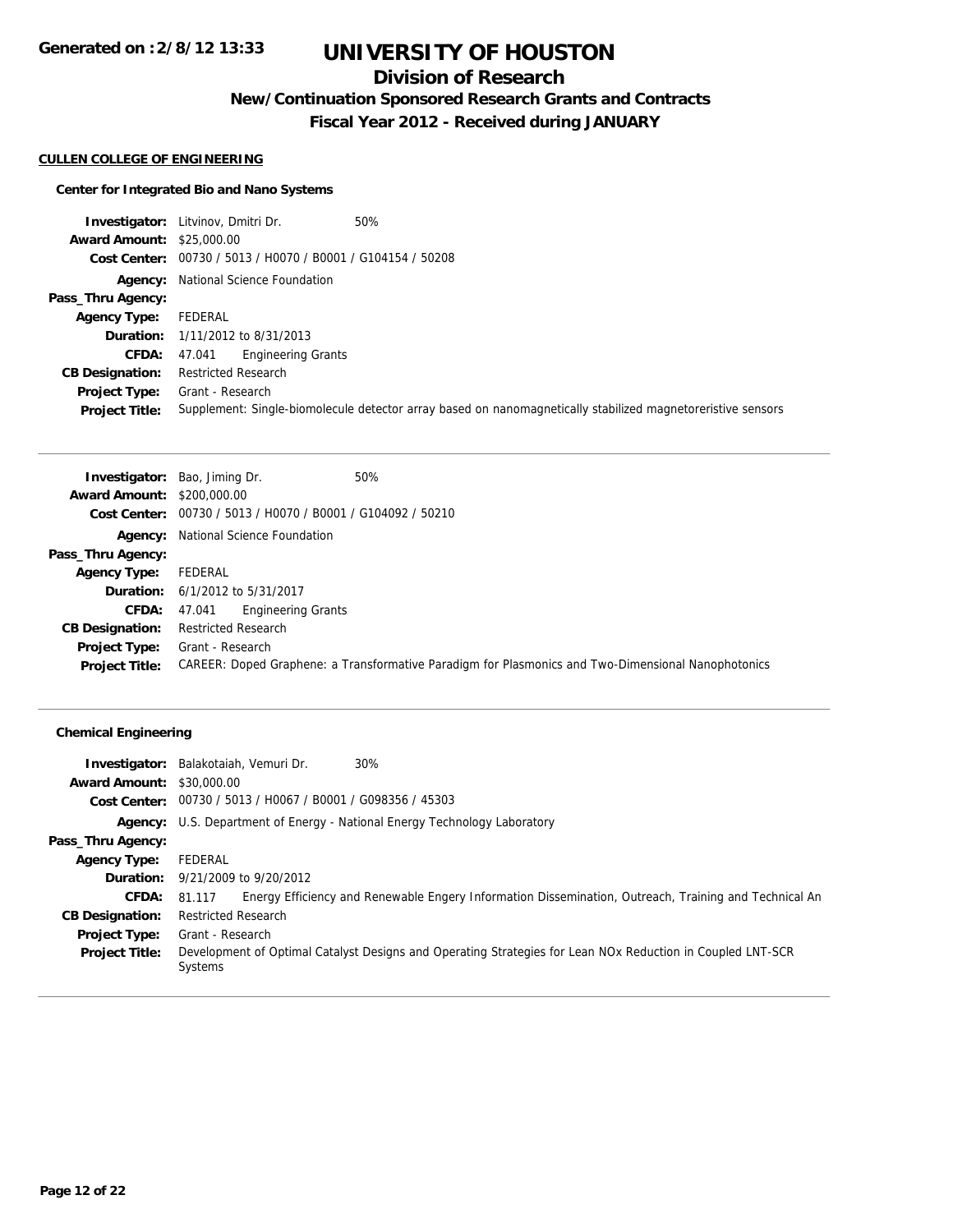# UNIVERSITY OF HOUSTON

## Division of Research

### New/Continuation Sponsored Research Grants and Contracts

### Fiscal Year 2012 - Received during JANUARY

**CULLEN COLLEGE OF ENGINEERING**

**Center for Integrated Bio and Nano Systems**

| | |
|---|---|
| **Investigator:** | Litvinov, Dmitri Dr. 50% |
| **Award Amount:** | $25,000.00 |
| **Cost Center:** | 00730 / 5013 / H0070 / B0001 / G104154 / 50208 |
| **Agency:** | National Science Foundation |
| **Pass_Thru Agency:** | |
| **Agency Type:** | FEDERAL |
| **Duration:** | 1/11/2012 to 8/31/2013 |
| **CFDA:** | 47.041 Engineering Grants |
| **CB Designation:** | Restricted Research |
| **Project Type:** | Grant - Research |
| **Project Title:** | Supplement: Single-biomolecule detector array based on nanomagnetically stabilized magnetoreristive sensors |

| | |
|---|---|
| **Investigator:** | Bao, Jiming Dr. 50% |
| **Award Amount:** | $200,000.00 |
| **Cost Center:** | 00730 / 5013 / H0070 / B0001 / G104092 / 50210 |
| **Agency:** | National Science Foundation |
| **Pass_Thru Agency:** | |
| **Agency Type:** | FEDERAL |
| **Duration:** | 6/1/2012 to 5/31/2017 |
| **CFDA:** | 47.041 Engineering Grants |
| **CB Designation:** | Restricted Research |
| **Project Type:** | Grant - Research |
| **Project Title:** | CAREER: Doped Graphene: a Transformative Paradigm for Plasmonics and Two-Dimensional Nanophotonics |

**Chemical Engineering**

| | |
|---|---|
| **Investigator:** | Balakotaiah, Vemuri Dr. 30% |
| **Award Amount:** | $30,000.00 |
| **Cost Center:** | 00730 / 5013 / H0067 / B0001 / G098356 / 45303 |
| **Agency:** | U.S. Department of Energy - National Energy Technology Laboratory |
| **Pass_Thru Agency:** | |
| **Agency Type:** | FEDERAL |
| **Duration:** | 9/21/2009 to 9/20/2012 |
| **CFDA:** | 81.117 Energy Efficiency and Renewable Engery Information Dissemination, Outreach, Training and Technical An |
| **CB Designation:** | Restricted Research |
| **Project Type:** | Grant - Research |
| **Project Title:** | Development of Optimal Catalyst Designs and Operating Strategies for Lean NOx Reduction in Coupled LNT-SCR Systems |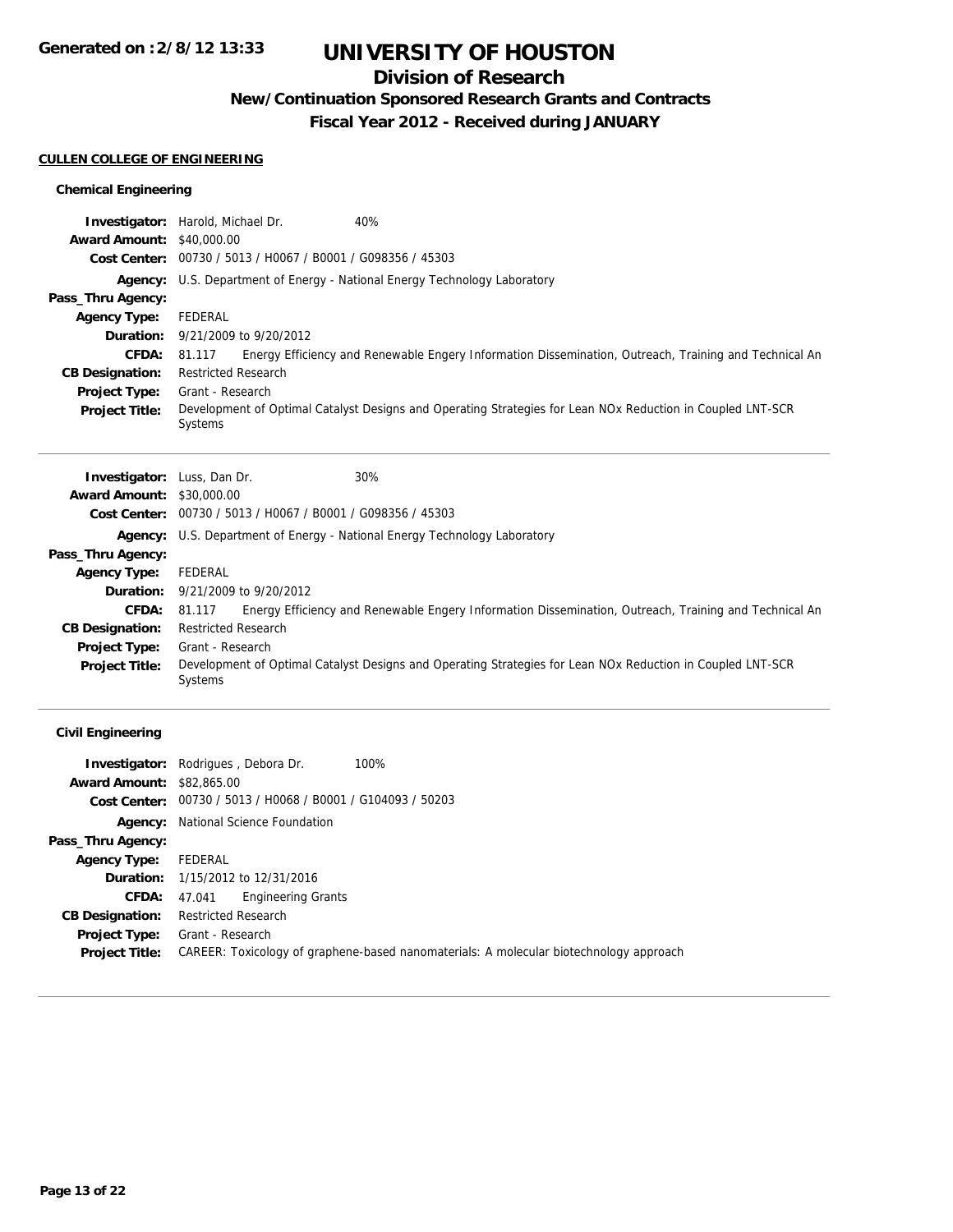# UNIVERSITY OF HOUSTON

## Division of Research

### New/Continuation Sponsored Research Grants and Contracts

### Fiscal Year 2012 - Received during JANUARY

Generated on :2/8/12 13:33

**CULLEN COLLEGE OF ENGINEERING**

#### Chemical Engineering

**Investigator:** Harold, Michael Dr. 40%
**Award Amount:** $40,000.00
**Cost Center:** 00730 / 5013 / H0067 / B0001 / G098356 / 45303
**Agency:** U.S. Department of Energy - National Energy Technology Laboratory
**Pass_Thru Agency:**
**Agency Type:** FEDERAL
**Duration:** 9/21/2009 to 9/20/2012
**CFDA:** 81.117 Energy Efficiency and Renewable Engery Information Dissemination, Outreach, Training and Technical An
**CB Designation:** Restricted Research
**Project Type:** Grant - Research
**Project Title:** Development of Optimal Catalyst Designs and Operating Strategies for Lean NOx Reduction in Coupled LNT-SCR Systems

---

**Investigator:** Luss, Dan Dr. 30%
**Award Amount:** $30,000.00
**Cost Center:** 00730 / 5013 / H0067 / B0001 / G098356 / 45303
**Agency:** U.S. Department of Energy - National Energy Technology Laboratory
**Pass_Thru Agency:**
**Agency Type:** FEDERAL
**Duration:** 9/21/2009 to 9/20/2012
**CFDA:** 81.117 Energy Efficiency and Renewable Engery Information Dissemination, Outreach, Training and Technical An
**CB Designation:** Restricted Research
**Project Type:** Grant - Research
**Project Title:** Development of Optimal Catalyst Designs and Operating Strategies for Lean NOx Reduction in Coupled LNT-SCR Systems

---

#### Civil Engineering

**Investigator:** Rodrigues , Debora Dr. 100%
**Award Amount:** $82,865.00
**Cost Center:** 00730 / 5013 / H0068 / B0001 / G104093 / 50203
**Agency:** National Science Foundation
**Pass_Thru Agency:**
**Agency Type:** FEDERAL
**Duration:** 1/15/2012 to 12/31/2016
**CFDA:** 47.041 Engineering Grants
**CB Designation:** Restricted Research
**Project Type:** Grant - Research
**Project Title:** CAREER: Toxicology of graphene-based nanomaterials: A molecular biotechnology approach

---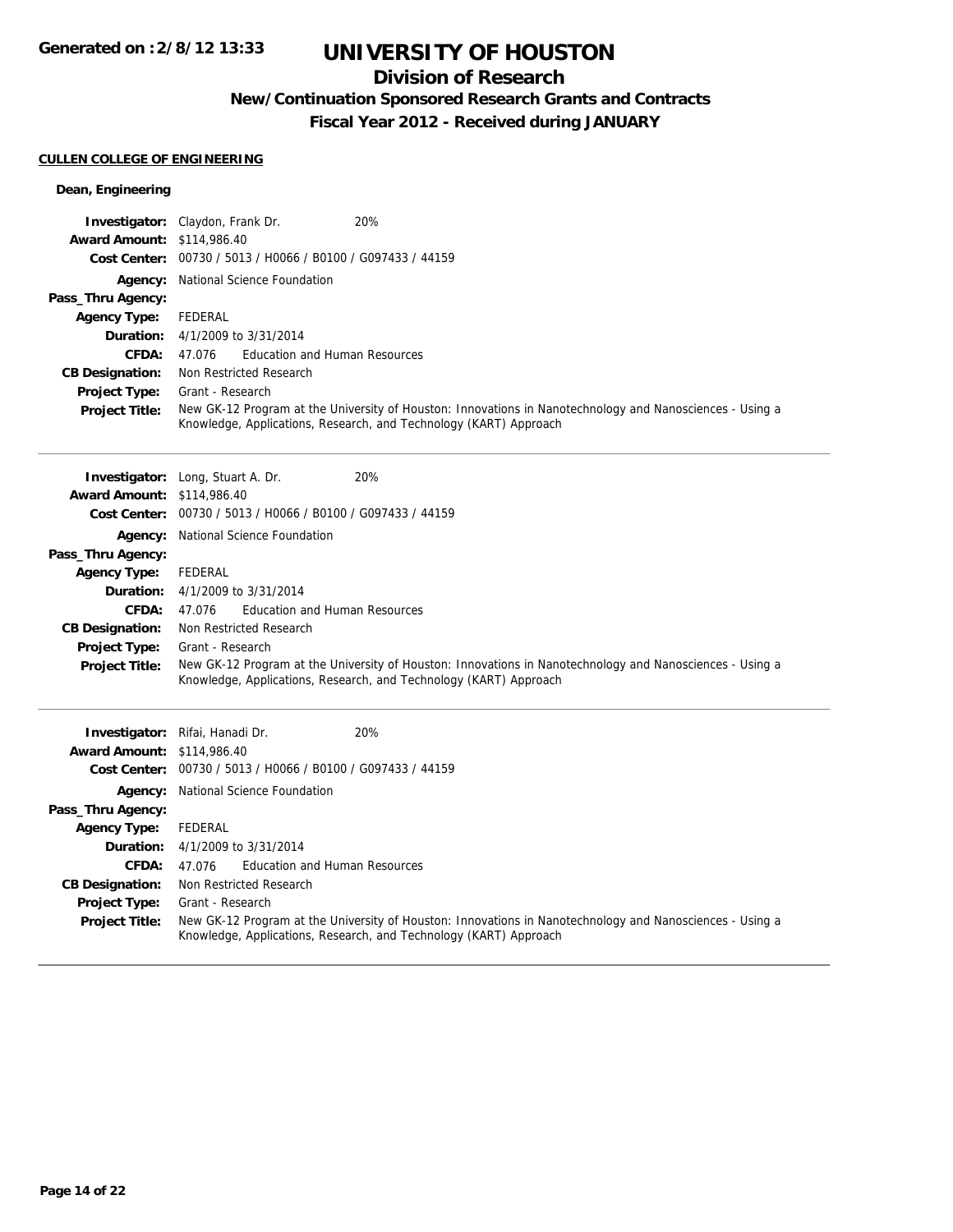# UNIVERSITY OF HOUSTON

## Division of Research

### New/Continuation Sponsored Research Grants and Contracts

### Fiscal Year 2012 - Received during JANUARY

**CULLEN COLLEGE OF ENGINEERING**

**Dean, Engineering**

| | |
|---|---|
| **Investigator:** | Claydon, Frank Dr. 20% |
| **Award Amount:** | $114,986.40 |
| **Cost Center:** | 00730 / 5013 / H0066 / B0100 / G097433 / 44159 |
| **Agency:** | National Science Foundation |
| **Pass_Thru Agency:** | |
| **Agency Type:** | FEDERAL |
| **Duration:** | 4/1/2009 to 3/31/2014 |
| **CFDA:** | 47.076 Education and Human Resources |
| **CB Designation:** | Non Restricted Research |
| **Project Type:** | Grant - Research |
| **Project Title:** | New GK-12 Program at the University of Houston: Innovations in Nanotechnology and Nanosciences - Using a Knowledge, Applications, Research, and Technology (KART) Approach |

---

| | |
|---|---|
| **Investigator:** | Long, Stuart A. Dr. 20% |
| **Award Amount:** | $114,986.40 |
| **Cost Center:** | 00730 / 5013 / H0066 / B0100 / G097433 / 44159 |
| **Agency:** | National Science Foundation |
| **Pass_Thru Agency:** | |
| **Agency Type:** | FEDERAL |
| **Duration:** | 4/1/2009 to 3/31/2014 |
| **CFDA:** | 47.076 Education and Human Resources |
| **CB Designation:** | Non Restricted Research |
| **Project Type:** | Grant - Research |
| **Project Title:** | New GK-12 Program at the University of Houston: Innovations in Nanotechnology and Nanosciences - Using a Knowledge, Applications, Research, and Technology (KART) Approach |

---

| | |
|---|---|
| **Investigator:** | Rifai, Hanadi Dr. 20% |
| **Award Amount:** | $114,986.40 |
| **Cost Center:** | 00730 / 5013 / H0066 / B0100 / G097433 / 44159 |
| **Agency:** | National Science Foundation |
| **Pass_Thru Agency:** | |
| **Agency Type:** | FEDERAL |
| **Duration:** | 4/1/2009 to 3/31/2014 |
| **CFDA:** | 47.076 Education and Human Resources |
| **CB Designation:** | Non Restricted Research |
| **Project Type:** | Grant - Research |
| **Project Title:** | New GK-12 Program at the University of Houston: Innovations in Nanotechnology and Nanosciences - Using a Knowledge, Applications, Research, and Technology (KART) Approach |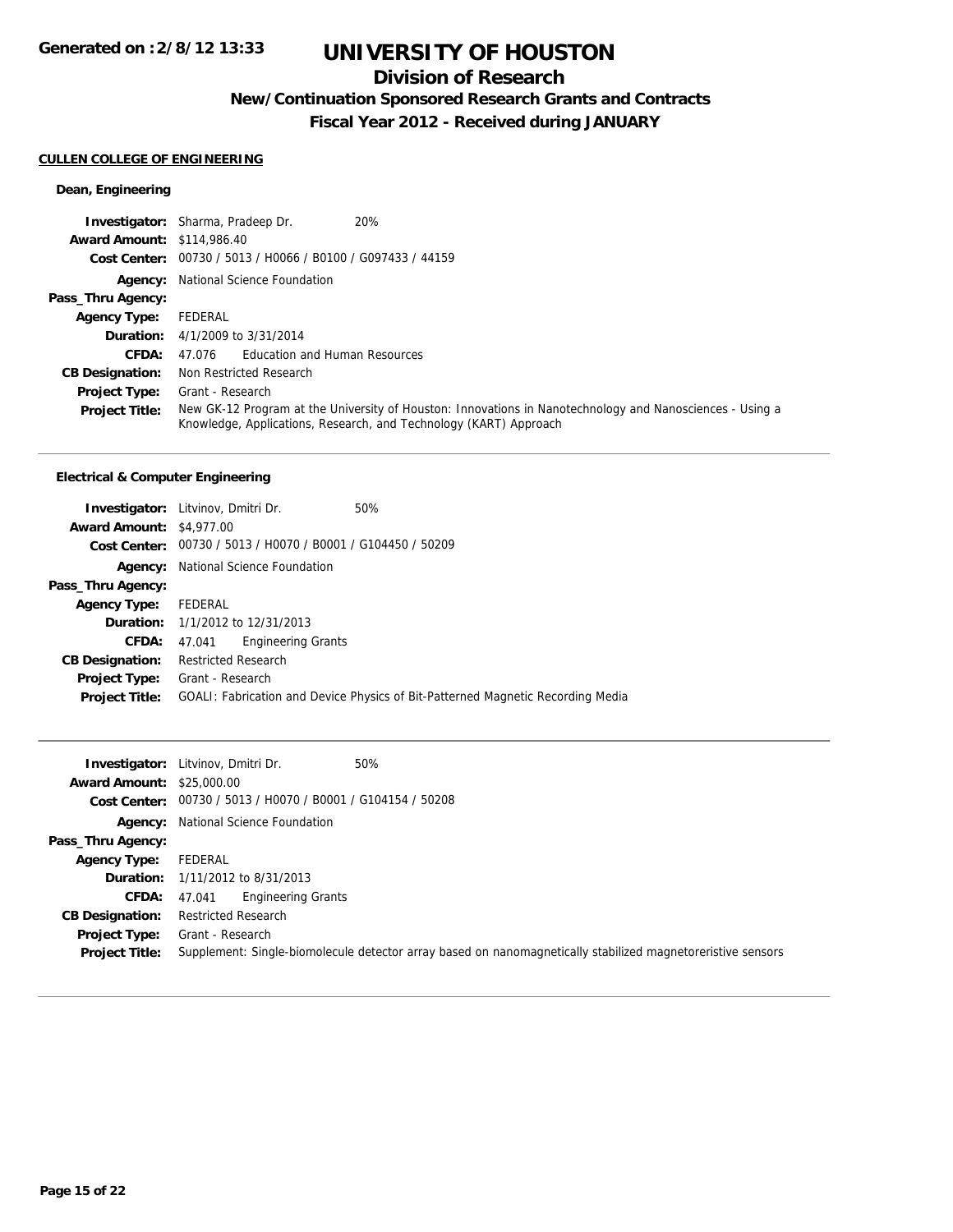# UNIVERSITY OF HOUSTON

## Division of Research

### New/Continuation Sponsored Research Grants and Contracts

### Fiscal Year 2012 - Received during JANUARY

**CULLEN COLLEGE OF ENGINEERING**

**Dean, Engineering**

| | |
|---|---|
| **Investigator:** | Sharma, Pradeep Dr. 20% |
| **Award Amount:** | $114,986.40 |
| **Cost Center:** | 00730 / 5013 / H0066 / B0100 / G097433 / 44159 |
| **Agency:** | National Science Foundation |
| **Pass_Thru Agency:** | |
| **Agency Type:** | FEDERAL |
| **Duration:** | 4/1/2009 to 3/31/2014 |
| **CFDA:** | 47.076 Education and Human Resources |
| **CB Designation:** | Non Restricted Research |
| **Project Type:** | Grant - Research |
| **Project Title:** | New GK-12 Program at the University of Houston: Innovations in Nanotechnology and Nanosciences - Using a Knowledge, Applications, Research, and Technology (KART) Approach |

**Electrical & Computer Engineering**

| | |
|---|---|
| **Investigator:** | Litvinov, Dmitri Dr. 50% |
| **Award Amount:** | $4,977.00 |
| **Cost Center:** | 00730 / 5013 / H0070 / B0001 / G104450 / 50209 |
| **Agency:** | National Science Foundation |
| **Pass_Thru Agency:** | |
| **Agency Type:** | FEDERAL |
| **Duration:** | 1/1/2012 to 12/31/2013 |
| **CFDA:** | 47.041 Engineering Grants |
| **CB Designation:** | Restricted Research |
| **Project Type:** | Grant - Research |
| **Project Title:** | GOALI: Fabrication and Device Physics of Bit-Patterned Magnetic Recording Media |

| | |
|---|---|
| **Investigator:** | Litvinov, Dmitri Dr. 50% |
| **Award Amount:** | $25,000.00 |
| **Cost Center:** | 00730 / 5013 / H0070 / B0001 / G104154 / 50208 |
| **Agency:** | National Science Foundation |
| **Pass_Thru Agency:** | |
| **Agency Type:** | FEDERAL |
| **Duration:** | 1/11/2012 to 8/31/2013 |
| **CFDA:** | 47.041 Engineering Grants |
| **CB Designation:** | Restricted Research |
| **Project Type:** | Grant - Research |
| **Project Title:** | Supplement: Single-biomolecule detector array based on nanomagnetically stabilized magnetoreristive sensors |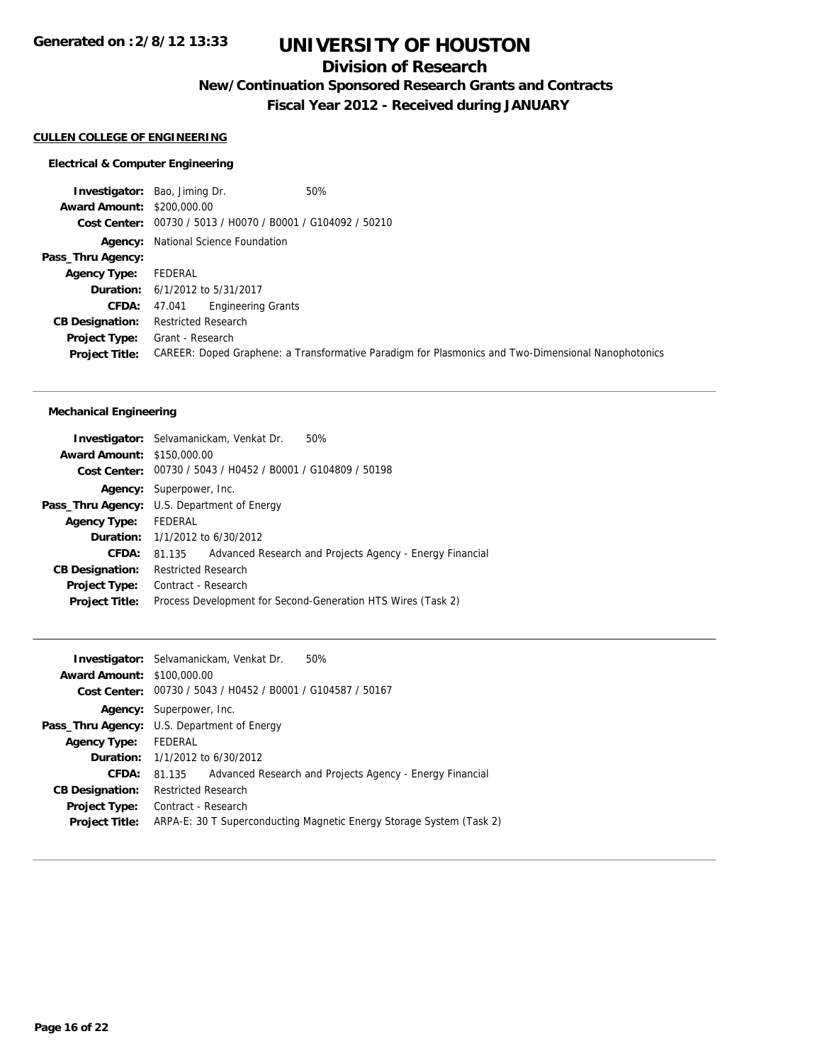# UNIVERSITY OF HOUSTON

## Division of Research

### New/Continuation Sponsored Research Grants and Contracts

### Fiscal Year 2012 - Received during JANUARY

**CULLEN COLLEGE OF ENGINEERING**

#### Electrical & Computer Engineering

**Investigator:** Bao, Jiming Dr. 50%
**Award Amount:** $200,000.00
**Cost Center:** 00730 / 5013 / H0070 / B0001 / G104092 / 50210
**Agency:** National Science Foundation
**Pass_Thru Agency:**
**Agency Type:** FEDERAL
**Duration:** 6/1/2012 to 5/31/2017
**CFDA:** 47.041 Engineering Grants
**CB Designation:** Restricted Research
**Project Type:** Grant - Research
**Project Title:** CAREER: Doped Graphene: a Transformative Paradigm for Plasmonics and Two-Dimensional Nanophotonics

---

#### Mechanical Engineering

**Investigator:** Selvamanickam, Venkat Dr. 50%
**Award Amount:** $150,000.00
**Cost Center:** 00730 / 5043 / H0452 / B0001 / G104809 / 50198
**Agency:** Superpower, Inc.
**Pass_Thru Agency:** U.S. Department of Energy
**Agency Type:** FEDERAL
**Duration:** 1/1/2012 to 6/30/2012
**CFDA:** 81.135 Advanced Research and Projects Agency - Energy Financial
**CB Designation:** Restricted Research
**Project Type:** Contract - Research
**Project Title:** Process Development for Second-Generation HTS Wires (Task 2)

---

**Investigator:** Selvamanickam, Venkat Dr. 50%
**Award Amount:** $100,000.00
**Cost Center:** 00730 / 5043 / H0452 / B0001 / G104587 / 50167
**Agency:** Superpower, Inc.
**Pass_Thru Agency:** U.S. Department of Energy
**Agency Type:** FEDERAL
**Duration:** 1/1/2012 to 6/30/2012
**CFDA:** 81.135 Advanced Research and Projects Agency - Energy Financial
**CB Designation:** Restricted Research
**Project Type:** Contract - Research
**Project Title:** ARPA-E: 30 T Superconducting Magnetic Energy Storage System (Task 2)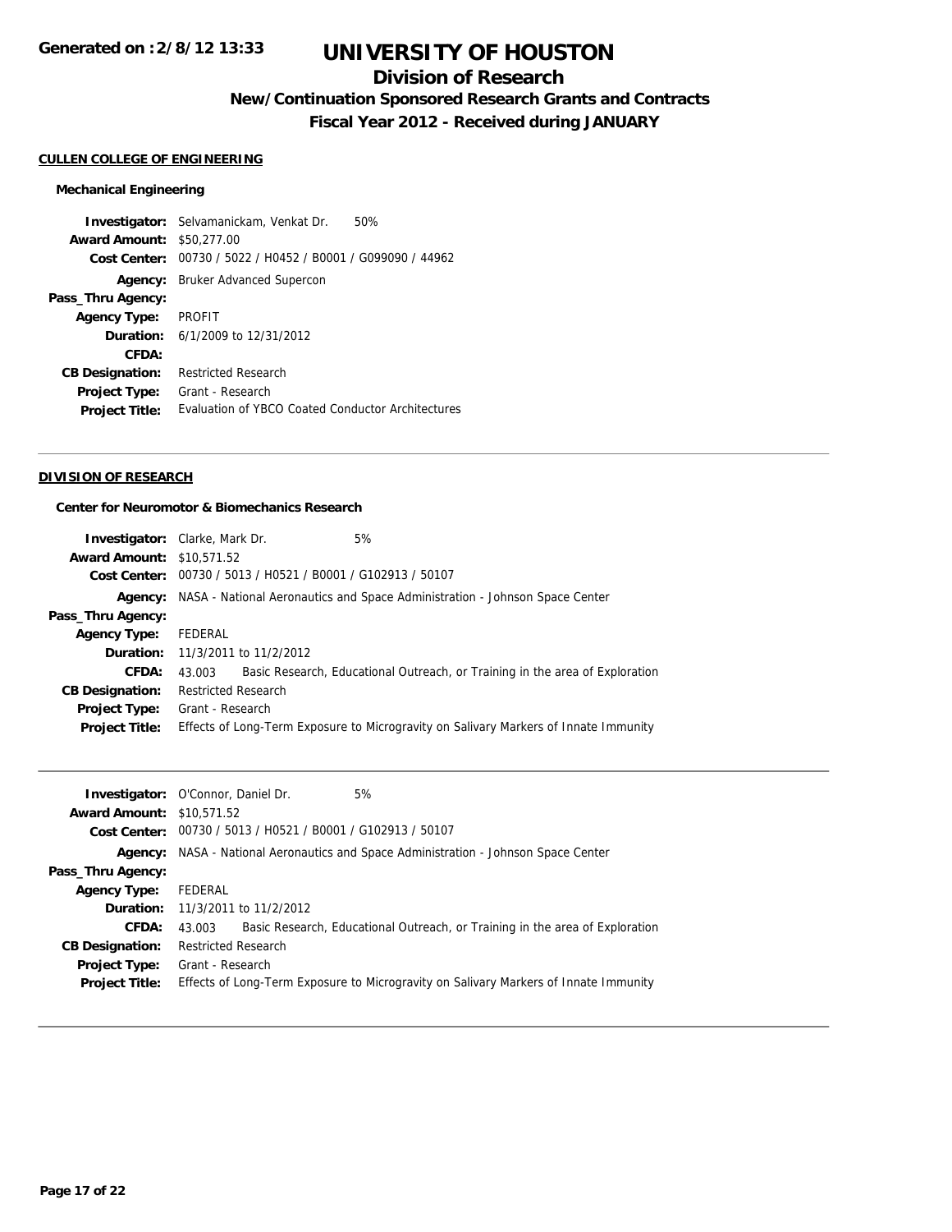# UNIVERSITY OF HOUSTON

## Division of Research

### New/Continuation Sponsored Research Grants and Contracts

### Fiscal Year 2012 - Received during JANUARY

**Generated on :2/8/12 13:33**

#### CULLEN COLLEGE OF ENGINEERING

##### Mechanical Engineering

**Investigator:** Selvamanickam, Venkat Dr. 50%
**Award Amount:** $50,277.00
**Cost Center:** 00730 / 5022 / H0452 / B0001 / G099090 / 44962
**Agency:** Bruker Advanced Supercon
**Pass_Thru Agency:**
**Agency Type:** PROFIT
**Duration:** 6/1/2009 to 12/31/2012
**CFDA:**
**CB Designation:** Restricted Research
**Project Type:** Grant - Research
**Project Title:** Evaluation of YBCO Coated Conductor Architectures

---

#### DIVISION OF RESEARCH

##### Center for Neuromotor & Biomechanics Research

**Investigator:** Clarke, Mark Dr. 5%
**Award Amount:** $10,571.52
**Cost Center:** 00730 / 5013 / H0521 / B0001 / G102913 / 50107
**Agency:** NASA - National Aeronautics and Space Administration - Johnson Space Center
**Pass_Thru Agency:**
**Agency Type:** FEDERAL
**Duration:** 11/3/2011 to 11/2/2012
**CFDA:** 43.003 Basic Research, Educational Outreach, or Training in the area of Exploration
**CB Designation:** Restricted Research
**Project Type:** Grant - Research
**Project Title:** Effects of Long-Term Exposure to Microgravity on Salivary Markers of Innate Immunity

---

**Investigator:** O'Connor, Daniel Dr. 5%
**Award Amount:** $10,571.52
**Cost Center:** 00730 / 5013 / H0521 / B0001 / G102913 / 50107
**Agency:** NASA - National Aeronautics and Space Administration - Johnson Space Center
**Pass_Thru Agency:**
**Agency Type:** FEDERAL
**Duration:** 11/3/2011 to 11/2/2012
**CFDA:** 43.003 Basic Research, Educational Outreach, or Training in the area of Exploration
**CB Designation:** Restricted Research
**Project Type:** Grant - Research
**Project Title:** Effects of Long-Term Exposure to Microgravity on Salivary Markers of Innate Immunity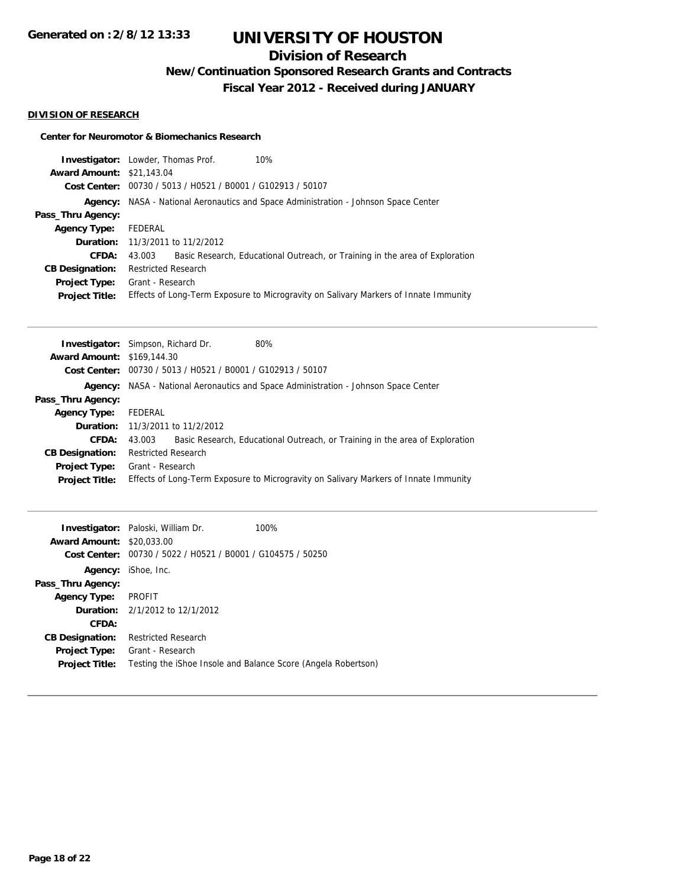# UNIVERSITY OF HOUSTON

## Division of Research

### New/Continuation Sponsored Research Grants and Contracts

### Fiscal Year 2012 - Received during JANUARY

**DIVISION OF RESEARCH**

**Center for Neuromotor & Biomechanics Research**

**Investigator:** Lowder, Thomas Prof. 10%
**Award Amount:** $21,143.04
**Cost Center:** 00730 / 5013 / H0521 / B0001 / G102913 / 50107
**Agency:** NASA - National Aeronautics and Space Administration - Johnson Space Center
**Pass_Thru Agency:**
**Agency Type:** FEDERAL
**Duration:** 11/3/2011 to 11/2/2012
**CFDA:** 43.003 Basic Research, Educational Outreach, or Training in the area of Exploration
**CB Designation:** Restricted Research
**Project Type:** Grant - Research
**Project Title:** Effects of Long-Term Exposure to Microgravity on Salivary Markers of Innate Immunity

---

**Investigator:** Simpson, Richard Dr. 80%
**Award Amount:** $169,144.30
**Cost Center:** 00730 / 5013 / H0521 / B0001 / G102913 / 50107
**Agency:** NASA - National Aeronautics and Space Administration - Johnson Space Center
**Pass_Thru Agency:**
**Agency Type:** FEDERAL
**Duration:** 11/3/2011 to 11/2/2012
**CFDA:** 43.003 Basic Research, Educational Outreach, or Training in the area of Exploration
**CB Designation:** Restricted Research
**Project Type:** Grant - Research
**Project Title:** Effects of Long-Term Exposure to Microgravity on Salivary Markers of Innate Immunity

---

**Investigator:** Paloski, William Dr. 100%
**Award Amount:** $20,033.00
**Cost Center:** 00730 / 5022 / H0521 / B0001 / G104575 / 50250
**Agency:** iShoe, Inc.
**Pass_Thru Agency:**
**Agency Type:** PROFIT
**Duration:** 2/1/2012 to 12/1/2012
**CFDA:**
**CB Designation:** Restricted Research
**Project Type:** Grant - Research
**Project Title:** Testing the iShoe Insole and Balance Score (Angela Robertson)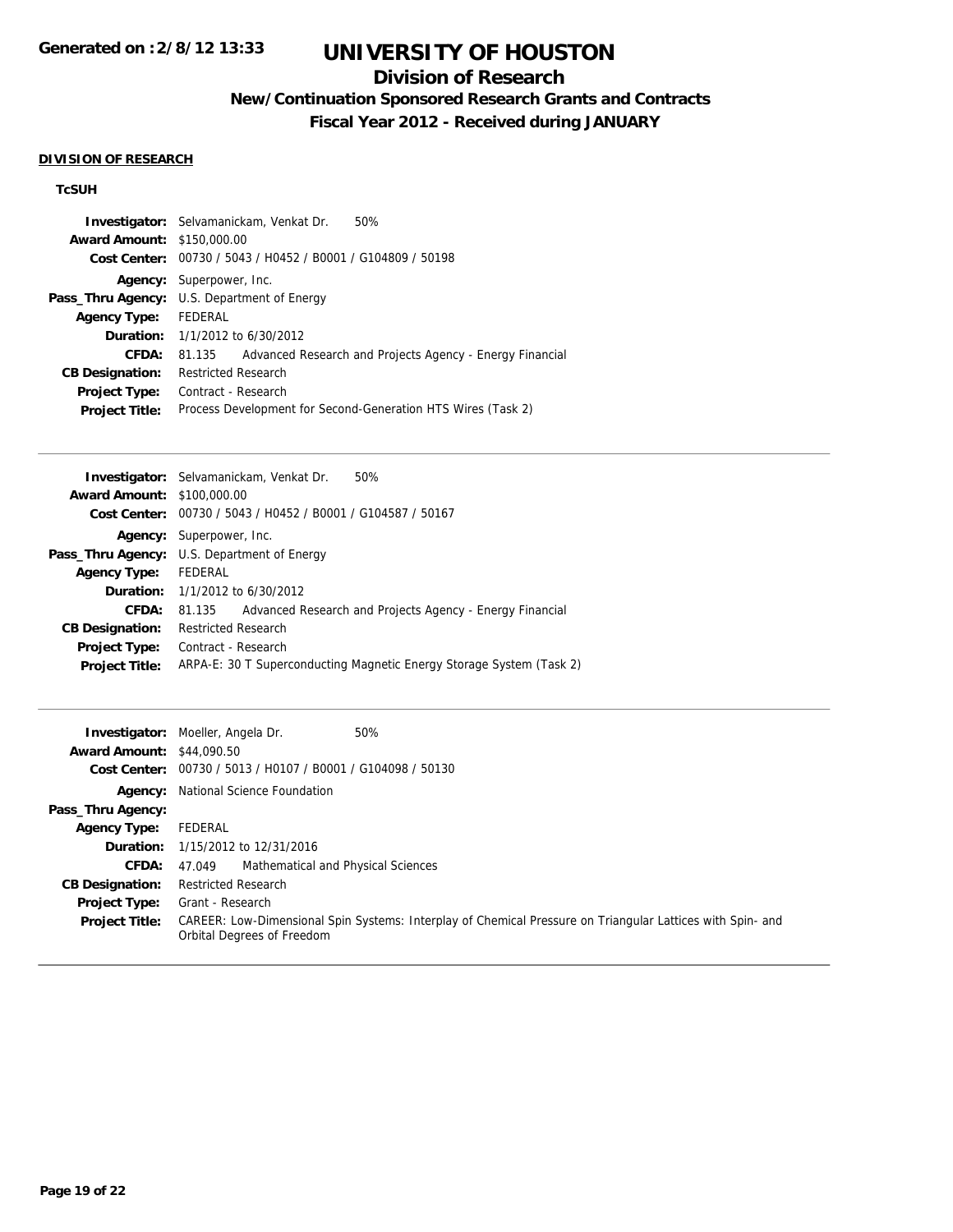# UNIVERSITY OF HOUSTON

## Division of Research

### New/Continuation Sponsored Research Grants and Contracts

### Fiscal Year 2012 - Received during JANUARY

**DIVISION OF RESEARCH**

**TcSUH**

| | |
|---|---|
| **Investigator:** | Selvamanickam, Venkat Dr. 50% |
| **Award Amount:** | $150,000.00 |
| **Cost Center:** | 00730 / 5043 / H0452 / B0001 / G104809 / 50198 |
| **Agency:** | Superpower, Inc. |
| **Pass_Thru Agency:** | U.S. Department of Energy |
| **Agency Type:** | FEDERAL |
| **Duration:** | 1/1/2012 to 6/30/2012 |
| **CFDA:** | 81.135 Advanced Research and Projects Agency - Energy Financial |
| **CB Designation:** | Restricted Research |
| **Project Type:** | Contract - Research |
| **Project Title:** | Process Development for Second-Generation HTS Wires (Task 2) |

---

| | |
|---|---|
| **Investigator:** | Selvamanickam, Venkat Dr. 50% |
| **Award Amount:** | $100,000.00 |
| **Cost Center:** | 00730 / 5043 / H0452 / B0001 / G104587 / 50167 |
| **Agency:** | Superpower, Inc. |
| **Pass_Thru Agency:** | U.S. Department of Energy |
| **Agency Type:** | FEDERAL |
| **Duration:** | 1/1/2012 to 6/30/2012 |
| **CFDA:** | 81.135 Advanced Research and Projects Agency - Energy Financial |
| **CB Designation:** | Restricted Research |
| **Project Type:** | Contract - Research |
| **Project Title:** | ARPA-E: 30 T Superconducting Magnetic Energy Storage System (Task 2) |

---

| | |
|---|---|
| **Investigator:** | Moeller, Angela Dr. 50% |
| **Award Amount:** | $44,090.50 |
| **Cost Center:** | 00730 / 5013 / H0107 / B0001 / G104098 / 50130 |
| **Agency:** | National Science Foundation |
| **Pass_Thru Agency:** | |
| **Agency Type:** | FEDERAL |
| **Duration:** | 1/15/2012 to 12/31/2016 |
| **CFDA:** | 47.049 Mathematical and Physical Sciences |
| **CB Designation:** | Restricted Research |
| **Project Type:** | Grant - Research |
| **Project Title:** | CAREER: Low-Dimensional Spin Systems: Interplay of Chemical Pressure on Triangular Lattices with Spin- and Orbital Degrees of Freedom |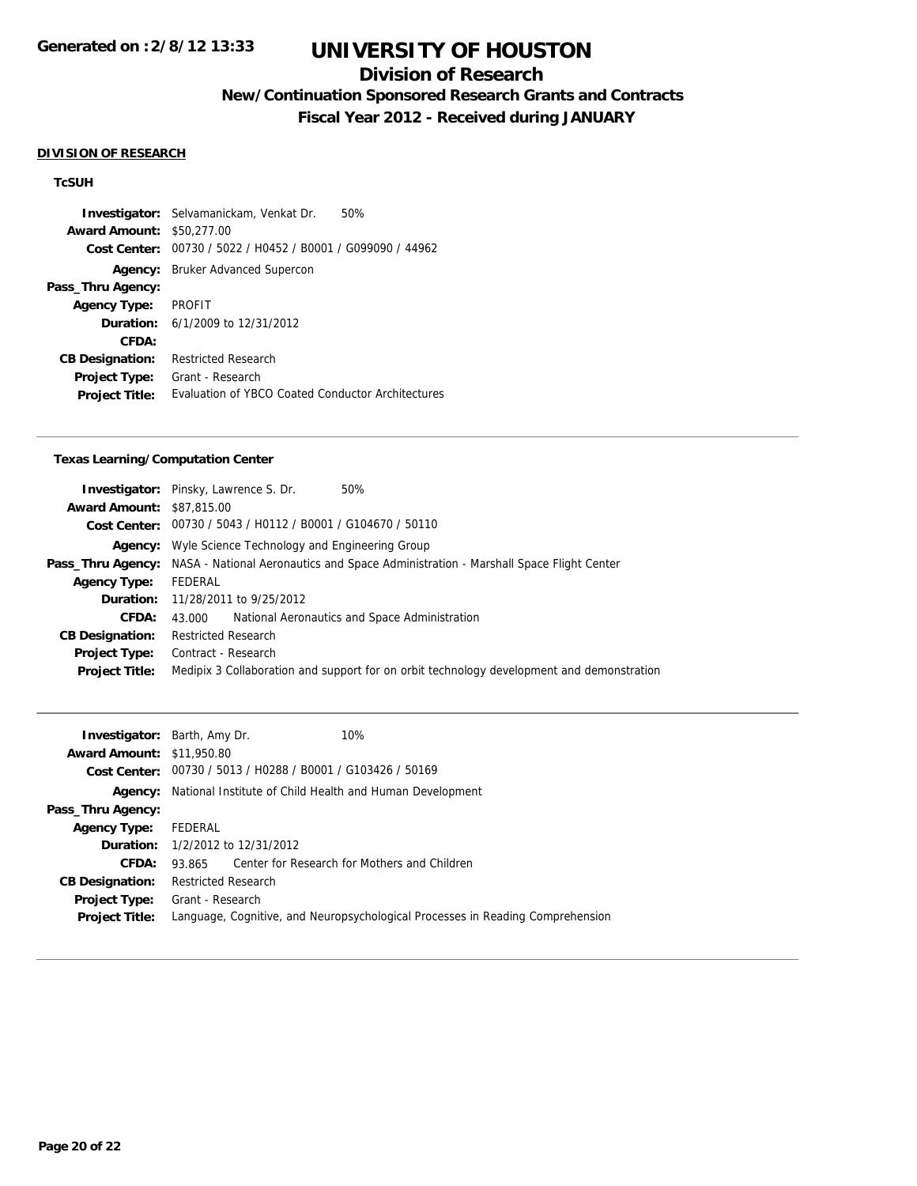# UNIVERSITY OF HOUSTON

## Division of Research

### New/Continuation Sponsored Research Grants and Contracts

### Fiscal Year 2012 - Received during JANUARY

**DIVISION OF RESEARCH**

**TcSUH**

**Investigator:** Selvamanickam, Venkat Dr. 50%
**Award Amount:** $50,277.00
**Cost Center:** 00730 / 5022 / H0452 / B0001 / G099090 / 44962
**Agency:** Bruker Advanced Supercon
**Pass_Thru Agency:**
**Agency Type:** PROFIT
**Duration:** 6/1/2009 to 12/31/2012
**CFDA:**
**CB Designation:** Restricted Research
**Project Type:** Grant - Research
**Project Title:** Evaluation of YBCO Coated Conductor Architectures

---

**Texas Learning/Computation Center**

**Investigator:** Pinsky, Lawrence S. Dr. 50%
**Award Amount:** $87,815.00
**Cost Center:** 00730 / 5043 / H0112 / B0001 / G104670 / 50110
**Agency:** Wyle Science Technology and Engineering Group
**Pass_Thru Agency:** NASA - National Aeronautics and Space Administration - Marshall Space Flight Center
**Agency Type:** FEDERAL
**Duration:** 11/28/2011 to 9/25/2012
**CFDA:** 43.000 National Aeronautics and Space Administration
**CB Designation:** Restricted Research
**Project Type:** Contract - Research
**Project Title:** Medipix 3 Collaboration and support for on orbit technology development and demonstration

---

**Investigator:** Barth, Amy Dr. 10%
**Award Amount:** $11,950.80
**Cost Center:** 00730 / 5013 / H0288 / B0001 / G103426 / 50169
**Agency:** National Institute of Child Health and Human Development
**Pass_Thru Agency:**
**Agency Type:** FEDERAL
**Duration:** 1/2/2012 to 12/31/2012
**CFDA:** 93.865 Center for Research for Mothers and Children
**CB Designation:** Restricted Research
**Project Type:** Grant - Research
**Project Title:** Language, Cognitive, and Neuropsychological Processes in Reading Comprehension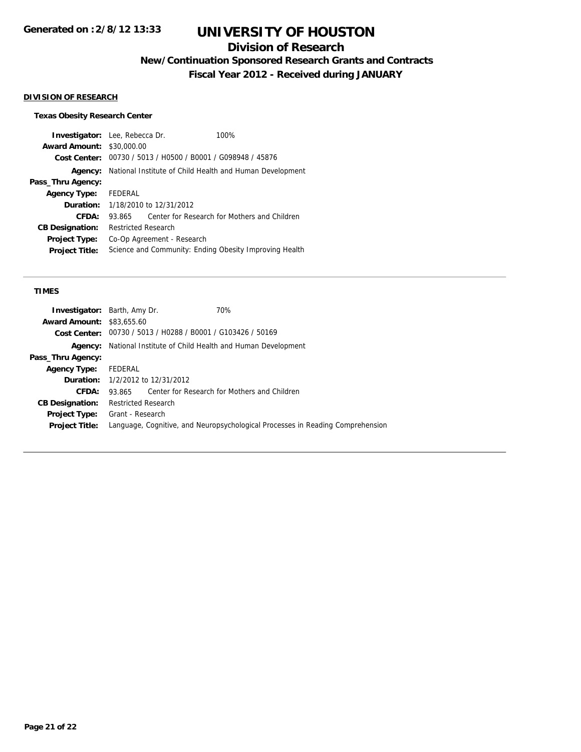# UNIVERSITY OF HOUSTON

## Division of Research

### New/Continuation Sponsored Research Grants and Contracts

### Fiscal Year 2012 - Received during JANUARY

**DIVISION OF RESEARCH**

**Texas Obesity Research Center**

**Investigator:** Lee, Rebecca Dr. 100%
**Award Amount:** $30,000.00
**Cost Center:** 00730 / 5013 / H0500 / B0001 / G098948 / 45876
**Agency:** National Institute of Child Health and Human Development
**Pass_Thru Agency:**
**Agency Type:** FEDERAL
**Duration:** 1/18/2010 to 12/31/2012
**CFDA:** 93.865 Center for Research for Mothers and Children
**CB Designation:** Restricted Research
**Project Type:** Co-Op Agreement - Research
**Project Title:** Science and Community: Ending Obesity Improving Health

---

**TIMES**

**Investigator:** Barth, Amy Dr. 70%
**Award Amount:** $83,655.60
**Cost Center:** 00730 / 5013 / H0288 / B0001 / G103426 / 50169
**Agency:** National Institute of Child Health and Human Development
**Pass_Thru Agency:**
**Agency Type:** FEDERAL
**Duration:** 1/2/2012 to 12/31/2012
**CFDA:** 93.865 Center for Research for Mothers and Children
**CB Designation:** Restricted Research
**Project Type:** Grant - Research
**Project Title:** Language, Cognitive, and Neuropsychological Processes in Reading Comprehension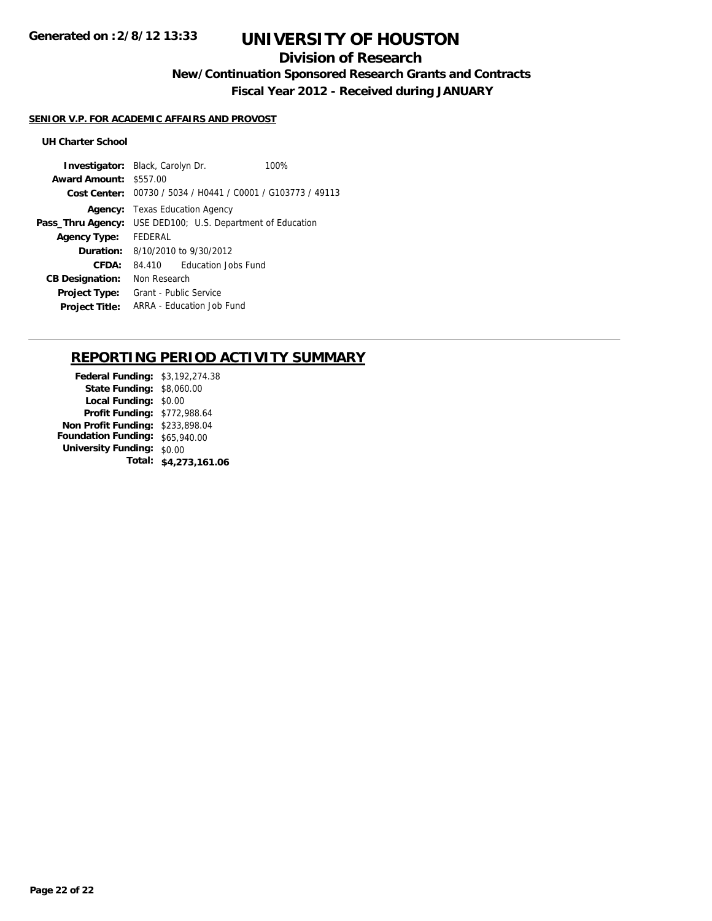# UNIVERSITY OF HOUSTON

## Division of Research

### New/Continuation Sponsored Research Grants and Contracts

### Fiscal Year 2012 - Received during JANUARY

**SENIOR V.P. FOR ACADEMIC AFFAIRS AND PROVOST**

**UH Charter School**

| | |
|---|---|
| **Investigator:** | Black, Carolyn Dr. 100% |
| **Award Amount:** | $557.00 |
| **Cost Center:** | 00730 / 5034 / H0441 / C0001 / G103773 / 49113 |
| **Agency:** | Texas Education Agency |
| **Pass_Thru Agency:** | USE DED100; U.S. Department of Education |
| **Agency Type:** | FEDERAL |
| **Duration:** | 8/10/2010 to 9/30/2012 |
| **CFDA:** | 84.410 Education Jobs Fund |
| **CB Designation:** | Non Research |
| **Project Type:** | Grant - Public Service |
| **Project Title:** | ARRA - Education Job Fund |

## REPORTING PERIOD ACTIVITY SUMMARY

| | |
|---|---|
| **Federal Funding:** | $3,192,274.38 |
| **State Funding:** | $8,060.00 |
| **Local Funding:** | $0.00 |
| **Profit Funding:** | $772,988.64 |
| **Non Profit Funding:** | $233,898.04 |
| **Foundation Funding:** | $65,940.00 |
| **University Funding:** | $0.00 |
| **Total:** | **$4,273,161.06** |